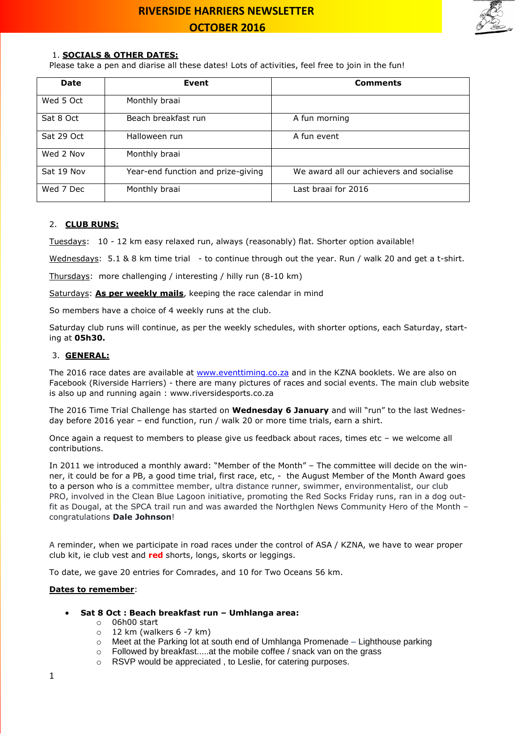# RIVERSIDE HARRIERS NEWSLETTER
# OCTOBER 2016

1. **SOCIALS & OTHER DATES:**

Please take a pen and diarise all these dates! Lots of activities, feel free to join in the fun!

| Date | Event | Comments |
|---|---|---|
| Wed 5 Oct | Monthly braai | |
| Sat 8 Oct | Beach breakfast run | A fun morning |
| Sat 29 Oct | Halloween run | A fun event |
| Wed 2 Nov | Monthly braai | |
| Sat 19 Nov | Year-end function and prize-giving | We award all our achievers and socialise |
| Wed 7 Dec | Monthly braai | Last braai for 2016 |

2. **CLUB RUNS:**

Tuesdays: 10 - 12 km easy relaxed run, always (reasonably) flat. Shorter option available!

Wednesdays: 5.1 & 8 km time trial - to continue through out the year. Run / walk 20 and get a t-shirt.

Thursdays: more challenging / interesting / hilly run (8-10 km)

Saturdays: **As per weekly mails**, keeping the race calendar in mind

So members have a choice of 4 weekly runs at the club.

Saturday club runs will continue, as per the weekly schedules, with shorter options, each Saturday, starting at **05h30.**

3. **GENERAL:**

The 2016 race dates are available at www.eventtiming.co.za and in the KZNA booklets. We are also on Facebook (Riverside Harriers) - there are many pictures of races and social events. The main club website is also up and running again : www.riversidesports.co.za

The 2016 Time Trial Challenge has started on **Wednesday 6 January** and will "run" to the last Wednesday before 2016 year – end function, run / walk 20 or more time trials, earn a shirt.

Once again a request to members to please give us feedback about races, times etc – we welcome all contributions.

In 2011 we introduced a monthly award: "Member of the Month" – The committee will decide on the winner, it could be for a PB, a good time trial, first race, etc, - the August Member of the Month Award goes to a person who is a committee member, ultra distance runner, swimmer, environmentalist, our club PRO, involved in the Clean Blue Lagoon initiative, promoting the Red Socks Friday runs, ran in a dog outfit as Dougal, at the SPCA trail run and was awarded the Northglen News Community Hero of the Month – congratulations **Dale Johnson**!

A reminder, when we participate in road races under the control of ASA / KZNA, we have to wear proper club kit, ie club vest and **red** shorts, longs, skorts or leggings.

To date, we gave 20 entries for Comrades, and 10 for Two Oceans 56 km.

**Dates to remember**:

- **Sat 8 Oct : Beach breakfast run – Umhlanga area:**
  - 06h00 start
  - 12 km (walkers 6 -7 km)
  - Meet at the Parking lot at south end of Umhlanga Promenade – Lighthouse parking
  - Followed by breakfast.....at the mobile coffee / snack van on the grass
  - RSVP would be appreciated , to Leslie, for catering purposes.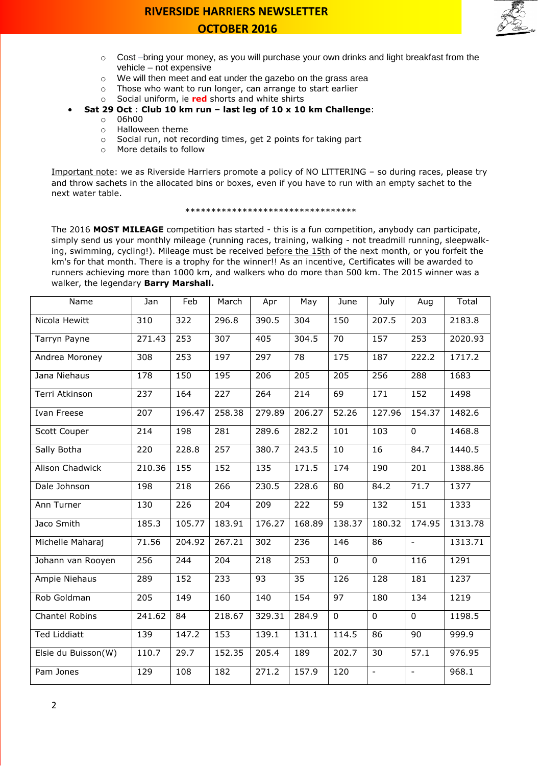- Cost –bring your money, as you will purchase your own drinks and light breakfast from the vehicle – not expensive
- We will then meet and eat under the gazebo on the grass area
- Those who want to run longer, can arrange to start earlier
- Social uniform, ie **red** shorts and white shirts

- **Sat 29 Oct** : **Club 10 km run – last leg of 10 x 10 km Challenge**:
  - 06h00
  - Halloween theme
  - Social run, not recording times, get 2 points for taking part
  - More details to follow

Important note: we as Riverside Harriers promote a policy of NO LITTERING – so during races, please try and throw sachets in the allocated bins or boxes, even if you have to run with an empty sachet to the next water table.

\*\*\*\*\*\*\*\*\*\*\*\*\*\*\*\*\*\*\*\*\*\*\*\*\*\*\*\*\*\*\*\*\*\*\*

The 2016 **MOST MILEAGE** competition has started - this is a fun competition, anybody can participate, simply send us your monthly mileage (running races, training, walking - not treadmill running, sleepwalk-ing, swimming, cycling!). Mileage must be received before the 15th of the next month, or you forfeit the km's for that month. There is a trophy for the winner!! As an incentive, Certificates will be awarded to runners achieving more than 1000 km, and walkers who do more than 500 km. The 2015 winner was a walker, the legendary **Barry Marshall.**

| Name | Jan | Feb | March | Apr | May | June | July | Aug | Total |
|---|---|---|---|---|---|---|---|---|---|
| Nicola Hewitt | 310 | 322 | 296.8 | 390.5 | 304 | 150 | 207.5 | 203 | 2183.8 |
| Tarryn Payne | 271.43 | 253 | 307 | 405 | 304.5 | 70 | 157 | 253 | 2020.93 |
| Andrea Moroney | 308 | 253 | 197 | 297 | 78 | 175 | 187 | 222.2 | 1717.2 |
| Jana Niehaus | 178 | 150 | 195 | 206 | 205 | 205 | 256 | 288 | 1683 |
| Terri Atkinson | 237 | 164 | 227 | 264 | 214 | 69 | 171 | 152 | 1498 |
| Ivan Freese | 207 | 196.47 | 258.38 | 279.89 | 206.27 | 52.26 | 127.96 | 154.37 | 1482.6 |
| Scott Couper | 214 | 198 | 281 | 289.6 | 282.2 | 101 | 103 | 0 | 1468.8 |
| Sally Botha | 220 | 228.8 | 257 | 380.7 | 243.5 | 10 | 16 | 84.7 | 1440.5 |
| Alison Chadwick | 210.36 | 155 | 152 | 135 | 171.5 | 174 | 190 | 201 | 1388.86 |
| Dale Johnson | 198 | 218 | 266 | 230.5 | 228.6 | 80 | 84.2 | 71.7 | 1377 |
| Ann Turner | 130 | 226 | 204 | 209 | 222 | 59 | 132 | 151 | 1333 |
| Jaco Smith | 185.3 | 105.77 | 183.91 | 176.27 | 168.89 | 138.37 | 180.32 | 174.95 | 1313.78 |
| Michelle Maharaj | 71.56 | 204.92 | 267.21 | 302 | 236 | 146 | 86 | - | 1313.71 |
| Johann van Rooyen | 256 | 244 | 204 | 218 | 253 | 0 | 0 | 116 | 1291 |
| Ampie Niehaus | 289 | 152 | 233 | 93 | 35 | 126 | 128 | 181 | 1237 |
| Rob Goldman | 205 | 149 | 160 | 140 | 154 | 97 | 180 | 134 | 1219 |
| Chantel Robins | 241.62 | 84 | 218.67 | 329.31 | 284.9 | 0 | 0 | 0 | 1198.5 |
| Ted Liddiatt | 139 | 147.2 | 153 | 139.1 | 131.1 | 114.5 | 86 | 90 | 999.9 |
| Elsie du Buisson(W) | 110.7 | 29.7 | 152.35 | 205.4 | 189 | 202.7 | 30 | 57.1 | 976.95 |
| Pam Jones | 129 | 108 | 182 | 271.2 | 157.9 | 120 | - | - | 968.1 |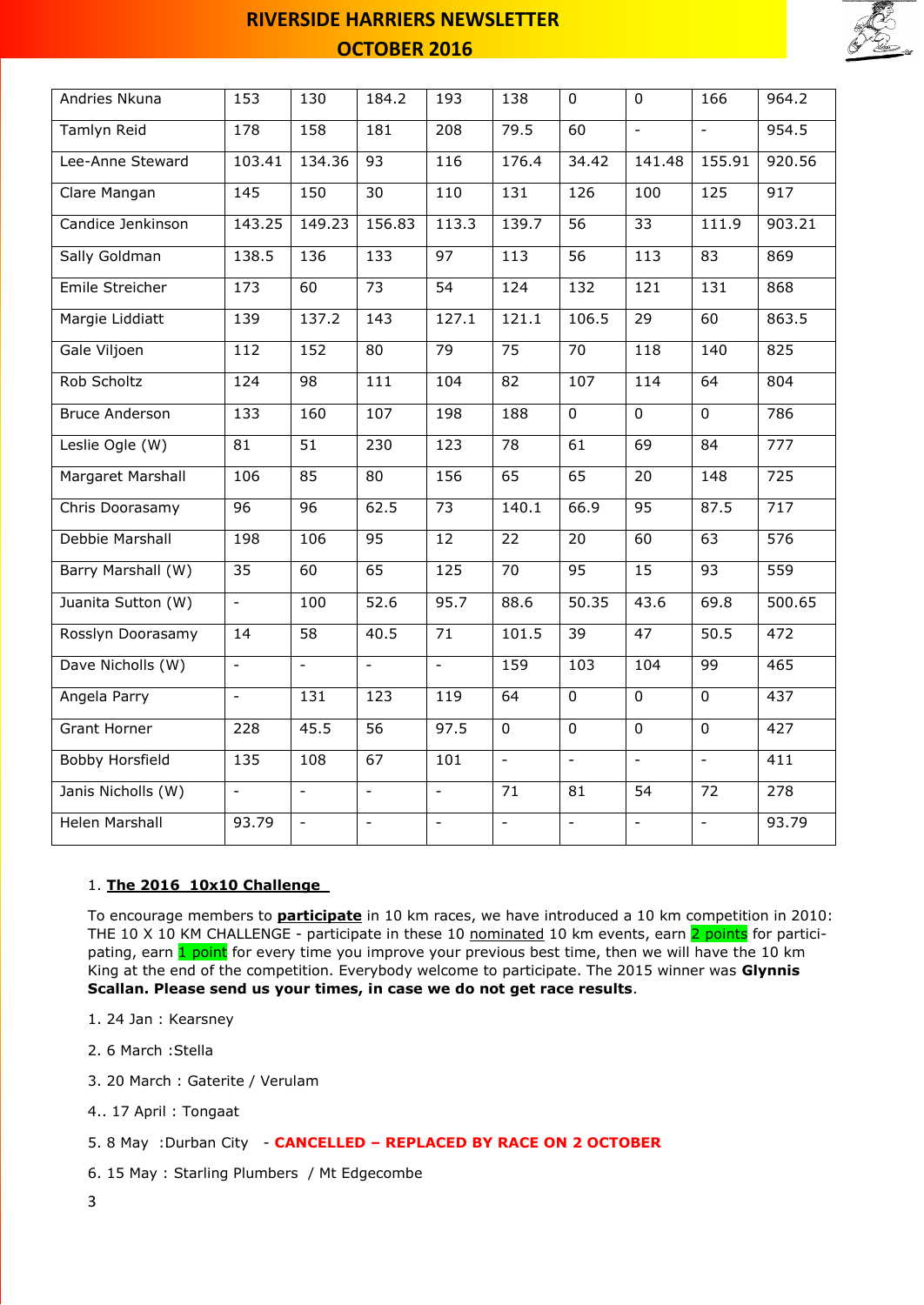| Andries Nkuna | 153 | 130 | 184.2 | 193 | 138 | 0 | 0 | 166 | 964.2 |
|---|---|---|---|---|---|---|---|---|---|
| Tamlyn Reid | 178 | 158 | 181 | 208 | 79.5 | 60 | - | - | 954.5 |
| Lee-Anne Steward | 103.41 | 134.36 | 93 | 116 | 176.4 | 34.42 | 141.48 | 155.91 | 920.56 |
| Clare Mangan | 145 | 150 | 30 | 110 | 131 | 126 | 100 | 125 | 917 |
| Candice Jenkinson | 143.25 | 149.23 | 156.83 | 113.3 | 139.7 | 56 | 33 | 111.9 | 903.21 |
| Sally Goldman | 138.5 | 136 | 133 | 97 | 113 | 56 | 113 | 83 | 869 |
| Emile Streicher | 173 | 60 | 73 | 54 | 124 | 132 | 121 | 131 | 868 |
| Margie Liddiatt | 139 | 137.2 | 143 | 127.1 | 121.1 | 106.5 | 29 | 60 | 863.5 |
| Gale Viljoen | 112 | 152 | 80 | 79 | 75 | 70 | 118 | 140 | 825 |
| Rob Scholtz | 124 | 98 | 111 | 104 | 82 | 107 | 114 | 64 | 804 |
| Bruce Anderson | 133 | 160 | 107 | 198 | 188 | 0 | 0 | 0 | 786 |
| Leslie Ogle (W) | 81 | 51 | 230 | 123 | 78 | 61 | 69 | 84 | 777 |
| Margaret Marshall | 106 | 85 | 80 | 156 | 65 | 65 | 20 | 148 | 725 |
| Chris Doorasamy | 96 | 96 | 62.5 | 73 | 140.1 | 66.9 | 95 | 87.5 | 717 |
| Debbie Marshall | 198 | 106 | 95 | 12 | 22 | 20 | 60 | 63 | 576 |
| Barry Marshall (W) | 35 | 60 | 65 | 125 | 70 | 95 | 15 | 93 | 559 |
| Juanita Sutton (W) | - | 100 | 52.6 | 95.7 | 88.6 | 50.35 | 43.6 | 69.8 | 500.65 |
| Rosslyn Doorasamy | 14 | 58 | 40.5 | 71 | 101.5 | 39 | 47 | 50.5 | 472 |
| Dave Nicholls (W) | - | - | - | - | 159 | 103 | 104 | 99 | 465 |
| Angela Parry | - | 131 | 123 | 119 | 64 | 0 | 0 | 0 | 437 |
| Grant Horner | 228 | 45.5 | 56 | 97.5 | 0 | 0 | 0 | 0 | 427 |
| Bobby Horsfield | 135 | 108 | 67 | 101 | - | - | - | - | 411 |
| Janis Nicholls (W) | - | - | - | - | 71 | 81 | 54 | 72 | 278 |
| Helen Marshall | 93.79 | - | - | - | - | - | - | - | 93.79 |

1. **The 2016 10x10 Challenge**

To encourage members to **participate** in 10 km races, we have introduced a 10 km competition in 2010: THE 10 X 10 KM CHALLENGE - participate in these 10 nominated 10 km events, earn 2 points for participating, earn 1 point for every time you improve your previous best time, then we will have the 10 km King at the end of the competition. Everybody welcome to participate. The 2015 winner was **Glynnis Scallan. Please send us your times, in case we do not get race results**.

1. 24 Jan : Kearsney

2. 6 March :Stella

3. 20 March : Gaterite / Verulam

4.. 17 April : Tongaat

5. 8 May :Durban City - **CANCELLED – REPLACED BY RACE ON 2 OCTOBER**

6. 15 May : Starling Plumbers / Mt Edgecombe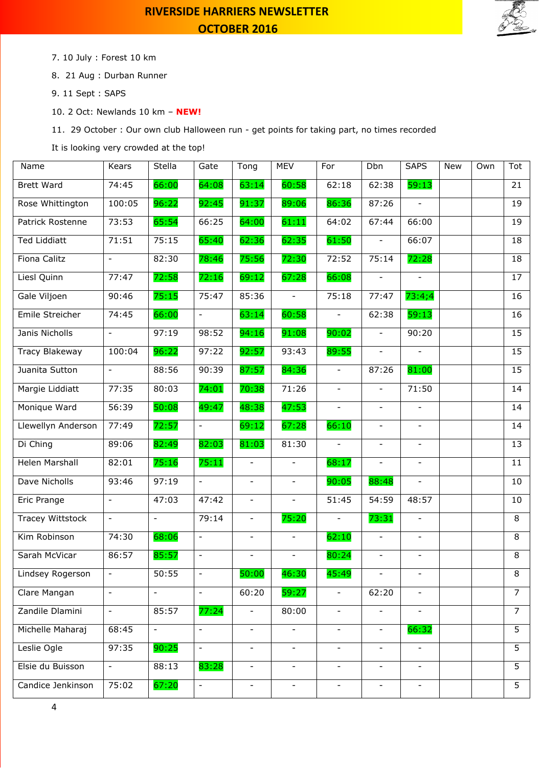7. 10 July : Forest 10 km
8. 21 Aug : Durban Runner
9. 11 Sept : SAPS
10. 2 Oct: Newlands 10 km – **NEW!**
11. 29 October : Our own club Halloween run - get points for taking part, no times recorded

It is looking very crowded at the top!

| Name | Kears | Stella | Gate | Tong | MEV | For | Dbn | SAPS | New | Own | Tot |
|---|---|---|---|---|---|---|---|---|---|---|---|
| Brett Ward | 74:45 | 66:00 | 64:08 | 63:14 | 60:58 | 62:18 | 62:38 | 59:13 | | | 21 |
| Rose Whittington | 100:05 | 96:22 | 92:45 | 91:37 | 89:06 | 86:36 | 87:26 | - | | | 19 |
| Patrick Rostenne | 73:53 | 65:54 | 66:25 | 64:00 | 61:11 | 64:02 | 67:44 | 66:00 | | | 19 |
| Ted Liddiatt | 71:51 | 75:15 | 65:40 | 62:36 | 62:35 | 61:50 | - | 66:07 | | | 18 |
| Fiona Calitz | - | 82:30 | 78:46 | 75:56 | 72:30 | 72:52 | 75:14 | 72:28 | | | 18 |
| Liesl Quinn | 77:47 | 72:58 | 72:16 | 69:12 | 67:28 | 66:08 | - | - | | | 17 |
| Gale Viljoen | 90:46 | 75:15 | 75:47 | 85:36 | - | 75:18 | 77:47 | 73:4;4 | | | 16 |
| Emile Streicher | 74:45 | 66:00 | - | 63:14 | 60:58 | - | 62:38 | 59:13 | | | 16 |
| Janis Nicholls | - | 97:19 | 98:52 | 94:16 | 91:08 | 90:02 | - | 90:20 | | | 15 |
| Tracy Blakeway | 100:04 | 96:22 | 97:22 | 92:57 | 93:43 | 89:55 | - | - | | | 15 |
| Juanita Sutton | - | 88:56 | 90:39 | 87:57 | 84:36 | - | 87:26 | 81:00 | | | 15 |
| Margie Liddiatt | 77:35 | 80:03 | 74:01 | 70:38 | 71:26 | - | - | 71:50 | | | 14 |
| Monique Ward | 56:39 | 50:08 | 49:47 | 48:38 | 47:53 | - | - | - | | | 14 |
| Llewellyn Anderson | 77:49 | 72:57 | - | 69:12 | 67:28 | 66:10 | - | - | | | 14 |
| Di Ching | 89:06 | 82:49 | 82:03 | 81:03 | 81:30 | - | - | - | | | 13 |
| Helen Marshall | 82:01 | 75:16 | 75:11 | - | - | 68:17 | - | - | | | 11 |
| Dave Nicholls | 93:46 | 97:19 | - | - | - | 90:05 | 88:48 | - | | | 10 |
| Eric Prange | - | 47:03 | 47:42 | - | - | 51:45 | 54:59 | 48:57 | | | 10 |
| Tracey Wittstock | - | - | 79:14 | - | 75:20 | - | 73:31 | - | | | 8 |
| Kim Robinson | 74:30 | 68:06 | - | - | - | 62:10 | - | - | | | 8 |
| Sarah McVicar | 86:57 | 85:57 | - | - | - | 80:24 | - | - | | | 8 |
| Lindsey Rogerson | - | 50:55 | - | 50:00 | 46:30 | 45:49 | - | - | | | 8 |
| Clare Mangan | - | - | - | 60:20 | 59:27 | - | 62:20 | - | | | 7 |
| Zandile Dlamini | - | 85:57 | 77:24 | - | 80:00 | - | - | - | | | 7 |
| Michelle Maharaj | 68:45 | - | - | - | - | - | - | 66:32 | | | 5 |
| Leslie Ogle | 97:35 | 90:25 | - | - | - | - | - | - | | | 5 |
| Elsie du Buisson | - | 88:13 | 83:28 | - | - | - | - | - | | | 5 |
| Candice Jenkinson | 75:02 | 67:20 | - | - | - | - | - | - | | | 5 |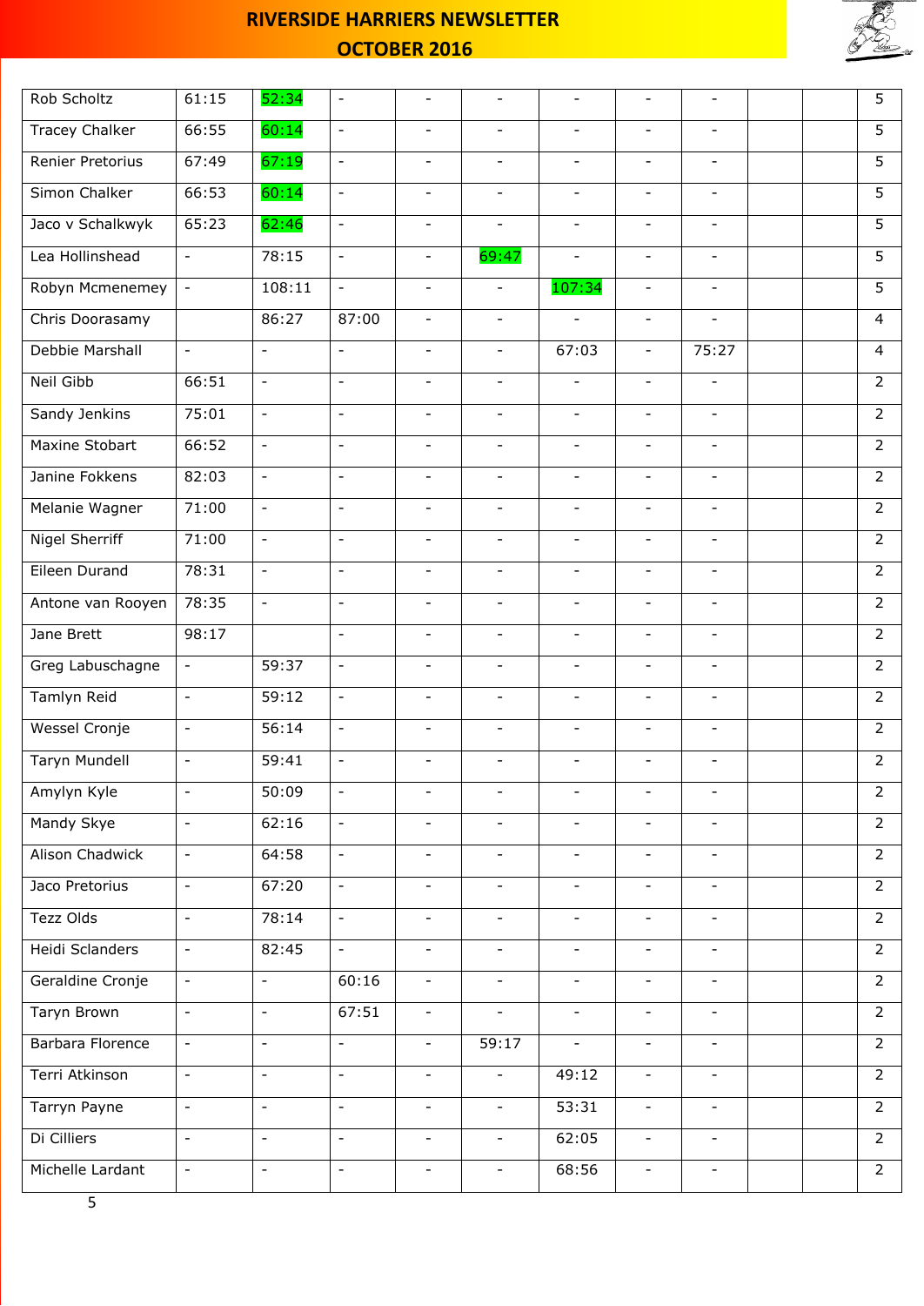| | | | | | | | | | | | |
|---|---|---|---|---|---|---|---|---|---|---|---|
| Rob Scholtz | 61:15 | 52:34 | - | - | - | - | - | - | | | 5 |
| Tracey Chalker | 66:55 | 60:14 | - | - | - | - | - | - | | | 5 |
| Renier Pretorius | 67:49 | 67:19 | - | - | - | - | - | - | | | 5 |
| Simon Chalker | 66:53 | 60:14 | - | - | - | - | - | - | | | 5 |
| Jaco v Schalkwyk | 65:23 | 62:46 | - | - | - | - | - | - | | | 5 |
| Lea Hollinshead | - | 78:15 | - | - | 69:47 | - | - | - | | | 5 |
| Robyn Mcmenemey | - | 108:11 | - | - | - | 107:34 | - | - | | | 5 |
| Chris Doorasamy | | 86:27 | 87:00 | - | - | - | - | - | | | 4 |
| Debbie Marshall | - | - | - | - | - | 67:03 | - | 75:27 | | | 4 |
| Neil Gibb | 66:51 | - | - | - | - | - | - | - | | | 2 |
| Sandy Jenkins | 75:01 | - | - | - | - | - | - | - | | | 2 |
| Maxine Stobart | 66:52 | - | - | - | - | - | - | - | | | 2 |
| Janine Fokkens | 82:03 | - | - | - | - | - | - | - | | | 2 |
| Melanie Wagner | 71:00 | - | - | - | - | - | - | - | | | 2 |
| Nigel Sherriff | 71:00 | - | - | - | - | - | - | - | | | 2 |
| Eileen Durand | 78:31 | - | - | - | - | - | - | - | | | 2 |
| Antone van Rooyen | 78:35 | - | - | - | - | - | - | - | | | 2 |
| Jane Brett | 98:17 | | - | - | - | - | - | - | | | 2 |
| Greg Labuschagne | - | 59:37 | - | - | - | - | - | - | | | 2 |
| Tamlyn Reid | - | 59:12 | - | - | - | - | - | - | | | 2 |
| Wessel Cronje | - | 56:14 | - | - | - | - | - | - | | | 2 |
| Taryn Mundell | - | 59:41 | - | - | - | - | - | - | | | 2 |
| Amylyn Kyle | - | 50:09 | - | - | - | - | - | - | | | 2 |
| Mandy Skye | - | 62:16 | - | - | - | - | - | - | | | 2 |
| Alison Chadwick | - | 64:58 | - | - | - | - | - | - | | | 2 |
| Jaco Pretorius | - | 67:20 | - | - | - | - | - | - | | | 2 |
| Tezz Olds | - | 78:14 | - | - | - | - | - | - | | | 2 |
| Heidi Sclanders | - | 82:45 | - | - | - | - | - | - | | | 2 |
| Geraldine Cronje | - | - | 60:16 | - | - | - | - | - | | | 2 |
| Taryn Brown | - | - | 67:51 | - | - | - | - | - | | | 2 |
| Barbara Florence | - | - | - | - | 59:17 | - | - | - | | | 2 |
| Terri Atkinson | - | - | - | - | - | 49:12 | - | - | | | 2 |
| Tarryn Payne | - | - | - | - | - | 53:31 | - | - | | | 2 |
| Di Cilliers | - | - | - | - | - | 62:05 | - | - | | | 2 |
| Michelle Lardant | - | - | - | - | - | 68:56 | - | - | | | 2 |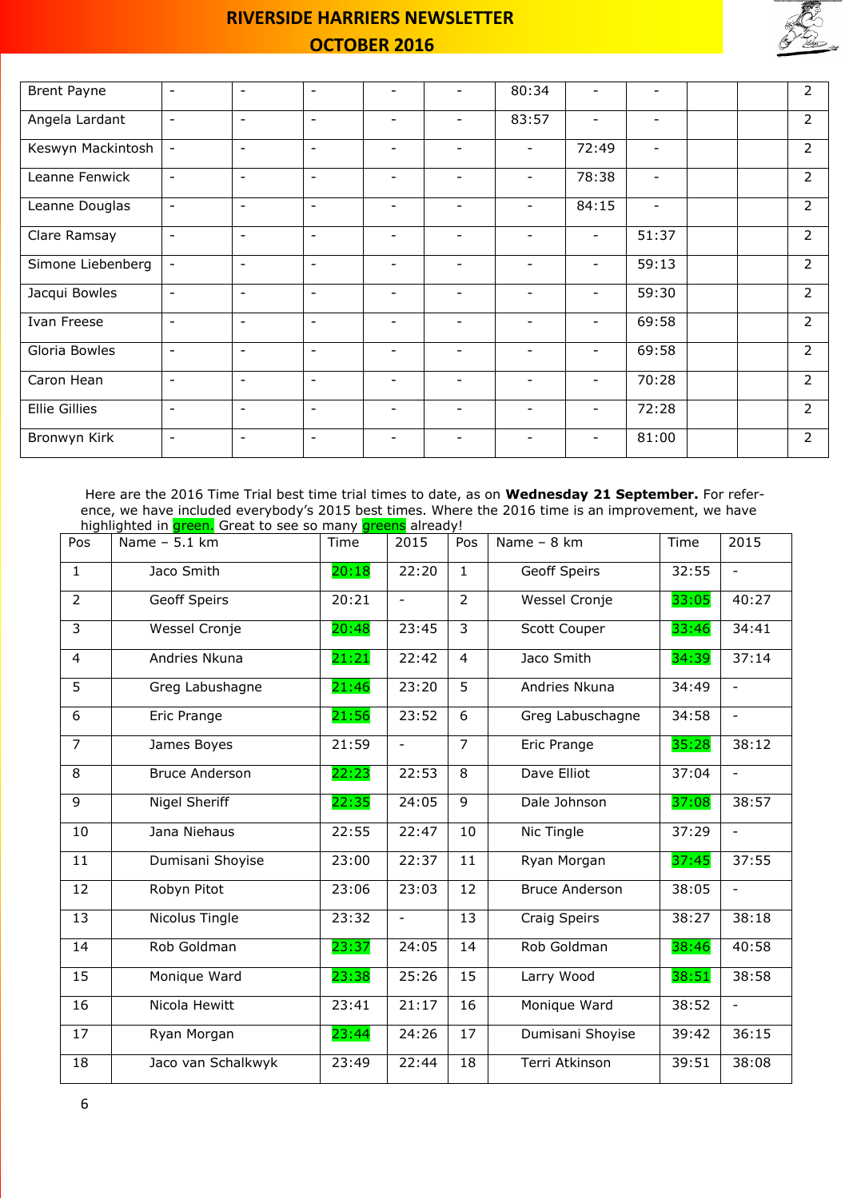| | | | | | | | | | | | |
|---|---|---|---|---|---|---|---|---|---|---|---|
| Brent Payne | - | - | - | - | - | 80:34 | - | - | | | 2 |
| Angela Lardant | - | - | - | - | - | 83:57 | - | - | | | 2 |
| Keswyn Mackintosh | - | - | - | - | - | - | 72:49 | - | | | 2 |
| Leanne Fenwick | - | - | - | - | - | - | 78:38 | - | | | 2 |
| Leanne Douglas | - | - | - | - | - | - | 84:15 | - | | | 2 |
| Clare Ramsay | - | - | - | - | - | - | - | 51:37 | | | 2 |
| Simone Liebenberg | - | - | - | - | - | - | - | 59:13 | | | 2 |
| Jacqui Bowles | - | - | - | - | - | - | - | 59:30 | | | 2 |
| Ivan Freese | - | - | - | - | - | - | - | 69:58 | | | 2 |
| Gloria Bowles | - | - | - | - | - | - | - | 69:58 | | | 2 |
| Caron Hean | - | - | - | - | - | - | - | 70:28 | | | 2 |
| Ellie Gillies | - | - | - | - | - | - | - | 72:28 | | | 2 |
| Bronwyn Kirk | - | - | - | - | - | - | - | 81:00 | | | 2 |

Here are the 2016 Time Trial best time trial times to date, as on **Wednesday 21 September.** For reference, we have included everybody's 2015 best times. Where the 2016 time is an improvement, we have highlighted in green. Great to see so many greens already!

| Pos | Name – 5.1 km | Time | 2015 | Pos | Name – 8 km | Time | 2015 |
|---|---|---|---|---|---|---|---|
| 1 | Jaco Smith | 20:18 | 22:20 | 1 | Geoff Speirs | 32:55 | - |
| 2 | Geoff Speirs | 20:21 | - | 2 | Wessel Cronje | 33:05 | 40:27 |
| 3 | Wessel Cronje | 20:48 | 23:45 | 3 | Scott Couper | 33:46 | 34:41 |
| 4 | Andries Nkuna | 21:21 | 22:42 | 4 | Jaco Smith | 34:39 | 37:14 |
| 5 | Greg Labushagne | 21:46 | 23:20 | 5 | Andries Nkuna | 34:49 | - |
| 6 | Eric Prange | 21:56 | 23:52 | 6 | Greg Labuschagne | 34:58 | - |
| 7 | James Boyes | 21:59 | - | 7 | Eric Prange | 35:28 | 38:12 |
| 8 | Bruce Anderson | 22:23 | 22:53 | 8 | Dave Elliot | 37:04 | - |
| 9 | Nigel Sheriff | 22:35 | 24:05 | 9 | Dale Johnson | 37:08 | 38:57 |
| 10 | Jana Niehaus | 22:55 | 22:47 | 10 | Nic Tingle | 37:29 | - |
| 11 | Dumisani Shoyise | 23:00 | 22:37 | 11 | Ryan Morgan | 37:45 | 37:55 |
| 12 | Robyn Pitot | 23:06 | 23:03 | 12 | Bruce Anderson | 38:05 | - |
| 13 | Nicolus Tingle | 23:32 | - | 13 | Craig Speirs | 38:27 | 38:18 |
| 14 | Rob Goldman | 23:37 | 24:05 | 14 | Rob Goldman | 38:46 | 40:58 |
| 15 | Monique Ward | 23:38 | 25:26 | 15 | Larry Wood | 38:51 | 38:58 |
| 16 | Nicola Hewitt | 23:41 | 21:17 | 16 | Monique Ward | 38:52 | - |
| 17 | Ryan Morgan | 23:44 | 24:26 | 17 | Dumisani Shoyise | 39:42 | 36:15 |
| 18 | Jaco van Schalkwyk | 23:49 | 22:44 | 18 | Terri Atkinson | 39:51 | 38:08 |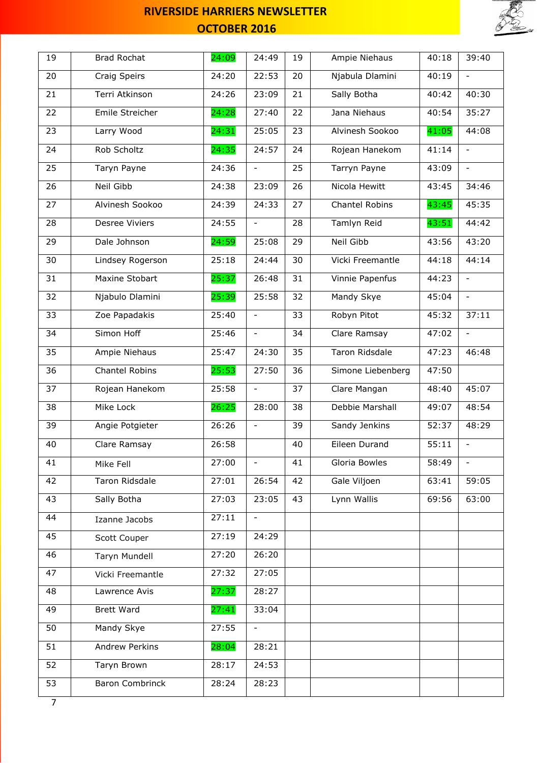| 19 | Brad Rochat | 24:09 | 24:49 | 19 | Ampie Niehaus | 40:18 | 39:40 |
|---|---|---|---|---|---|---|---|
| 20 | Craig Speirs | 24:20 | 22:53 | 20 | Njabula Dlamini | 40:19 | - |
| 21 | Terri Atkinson | 24:26 | 23:09 | 21 | Sally Botha | 40:42 | 40:30 |
| 22 | Emile Streicher | 24:28 | 27:40 | 22 | Jana Niehaus | 40:54 | 35:27 |
| 23 | Larry Wood | 24:31 | 25:05 | 23 | Alvinesh Sookoo | 41:05 | 44:08 |
| 24 | Rob Scholtz | 24:35 | 24:57 | 24 | Rojean Hanekom | 41:14 | - |
| 25 | Taryn Payne | 24:36 | - | 25 | Tarryn Payne | 43:09 | - |
| 26 | Neil Gibb | 24:38 | 23:09 | 26 | Nicola Hewitt | 43:45 | 34:46 |
| 27 | Alvinesh Sookoo | 24:39 | 24:33 | 27 | Chantel Robins | 43:45 | 45:35 |
| 28 | Desree Viviers | 24:55 | - | 28 | Tamlyn Reid | 43:51 | 44:42 |
| 29 | Dale Johnson | 24:59 | 25:08 | 29 | Neil Gibb | 43:56 | 43:20 |
| 30 | Lindsey Rogerson | 25:18 | 24:44 | 30 | Vicki Freemantle | 44:18 | 44:14 |
| 31 | Maxine Stobart | 25:37 | 26:48 | 31 | Vinnie Papenfus | 44:23 | - |
| 32 | Njabulo Dlamini | 25:39 | 25:58 | 32 | Mandy Skye | 45:04 | - |
| 33 | Zoe Papadakis | 25:40 | - | 33 | Robyn Pitot | 45:32 | 37:11 |
| 34 | Simon Hoff | 25:46 | - | 34 | Clare Ramsay | 47:02 | - |
| 35 | Ampie Niehaus | 25:47 | 24:30 | 35 | Taron Ridsdale | 47:23 | 46:48 |
| 36 | Chantel Robins | 25:53 | 27:50 | 36 | Simone Liebenberg | 47:50 | |
| 37 | Rojean Hanekom | 25:58 | - | 37 | Clare Mangan | 48:40 | 45:07 |
| 38 | Mike Lock | 26:25 | 28:00 | 38 | Debbie Marshall | 49:07 | 48:54 |
| 39 | Angie Potgieter | 26:26 | - | 39 | Sandy Jenkins | 52:37 | 48:29 |
| 40 | Clare Ramsay | 26:58 | | 40 | Eileen Durand | 55:11 | - |
| 41 | Mike Fell | 27:00 | - | 41 | Gloria Bowles | 58:49 | - |
| 42 | Taron Ridsdale | 27:01 | 26:54 | 42 | Gale Viljoen | 63:41 | 59:05 |
| 43 | Sally Botha | 27:03 | 23:05 | 43 | Lynn Wallis | 69:56 | 63:00 |
| 44 | Izanne Jacobs | 27:11 | - | | | | |
| 45 | Scott Couper | 27:19 | 24:29 | | | | |
| 46 | Taryn Mundell | 27:20 | 26:20 | | | | |
| 47 | Vicki Freemantle | 27:32 | 27:05 | | | | |
| 48 | Lawrence Avis | 27:37 | 28:27 | | | | |
| 49 | Brett Ward | 27:41 | 33:04 | | | | |
| 50 | Mandy Skye | 27:55 | - | | | | |
| 51 | Andrew Perkins | 28:04 | 28:21 | | | | |
| 52 | Taryn Brown | 28:17 | 24:53 | | | | |
| 53 | Baron Combrinck | 28:24 | 28:23 | | | | |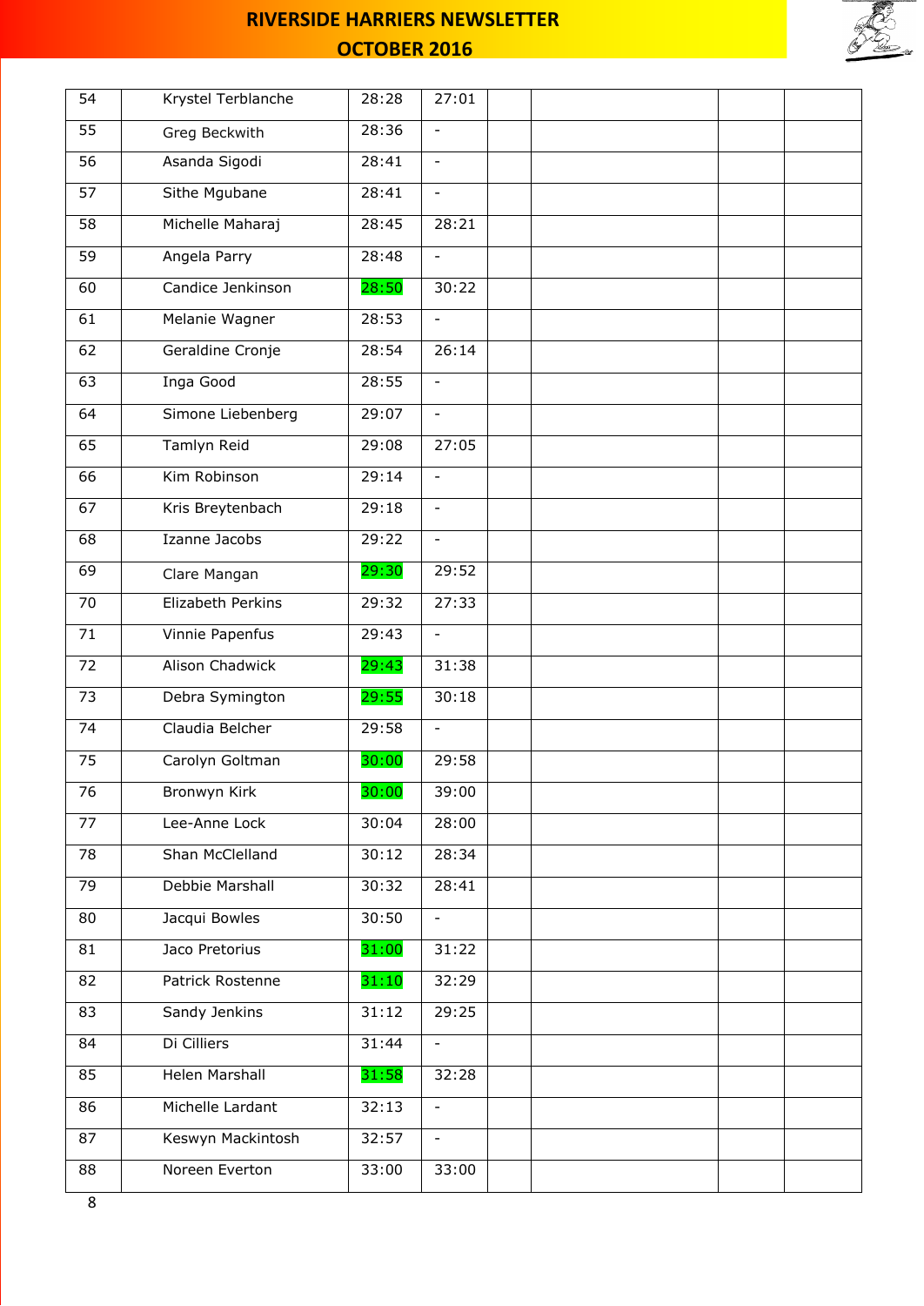| 54 | Krystel Terblanche | 28:28 | 27:01 | | | | |
|---|---|---|---|---|---|---|---|
| 55 | Greg Beckwith | 28:36 | - | | | | |
| 56 | Asanda Sigodi | 28:41 | - | | | | |
| 57 | Sithe Mgubane | 28:41 | - | | | | |
| 58 | Michelle Maharaj | 28:45 | 28:21 | | | | |
| 59 | Angela Parry | 28:48 | - | | | | |
| 60 | Candice Jenkinson | 28:50 | 30:22 | | | | |
| 61 | Melanie Wagner | 28:53 | - | | | | |
| 62 | Geraldine Cronje | 28:54 | 26:14 | | | | |
| 63 | Inga Good | 28:55 | - | | | | |
| 64 | Simone Liebenberg | 29:07 | - | | | | |
| 65 | Tamlyn Reid | 29:08 | 27:05 | | | | |
| 66 | Kim Robinson | 29:14 | - | | | | |
| 67 | Kris Breytenbach | 29:18 | - | | | | |
| 68 | Izanne Jacobs | 29:22 | - | | | | |
| 69 | Clare Mangan | 29:30 | 29:52 | | | | |
| 70 | Elizabeth Perkins | 29:32 | 27:33 | | | | |
| 71 | Vinnie Papenfus | 29:43 | - | | | | |
| 72 | Alison Chadwick | 29:43 | 31:38 | | | | |
| 73 | Debra Symington | 29:55 | 30:18 | | | | |
| 74 | Claudia Belcher | 29:58 | - | | | | |
| 75 | Carolyn Goltman | 30:00 | 29:58 | | | | |
| 76 | Bronwyn Kirk | 30:00 | 39:00 | | | | |
| 77 | Lee-Anne Lock | 30:04 | 28:00 | | | | |
| 78 | Shan McClelland | 30:12 | 28:34 | | | | |
| 79 | Debbie Marshall | 30:32 | 28:41 | | | | |
| 80 | Jacqui Bowles | 30:50 | - | | | | |
| 81 | Jaco Pretorius | 31:00 | 31:22 | | | | |
| 82 | Patrick Rostenne | 31:10 | 32:29 | | | | |
| 83 | Sandy Jenkins | 31:12 | 29:25 | | | | |
| 84 | Di Cilliers | 31:44 | - | | | | |
| 85 | Helen Marshall | 31:58 | 32:28 | | | | |
| 86 | Michelle Lardant | 32:13 | - | | | | |
| 87 | Keswyn Mackintosh | 32:57 | - | | | | |
| 88 | Noreen Everton | 33:00 | 33:00 | | | | |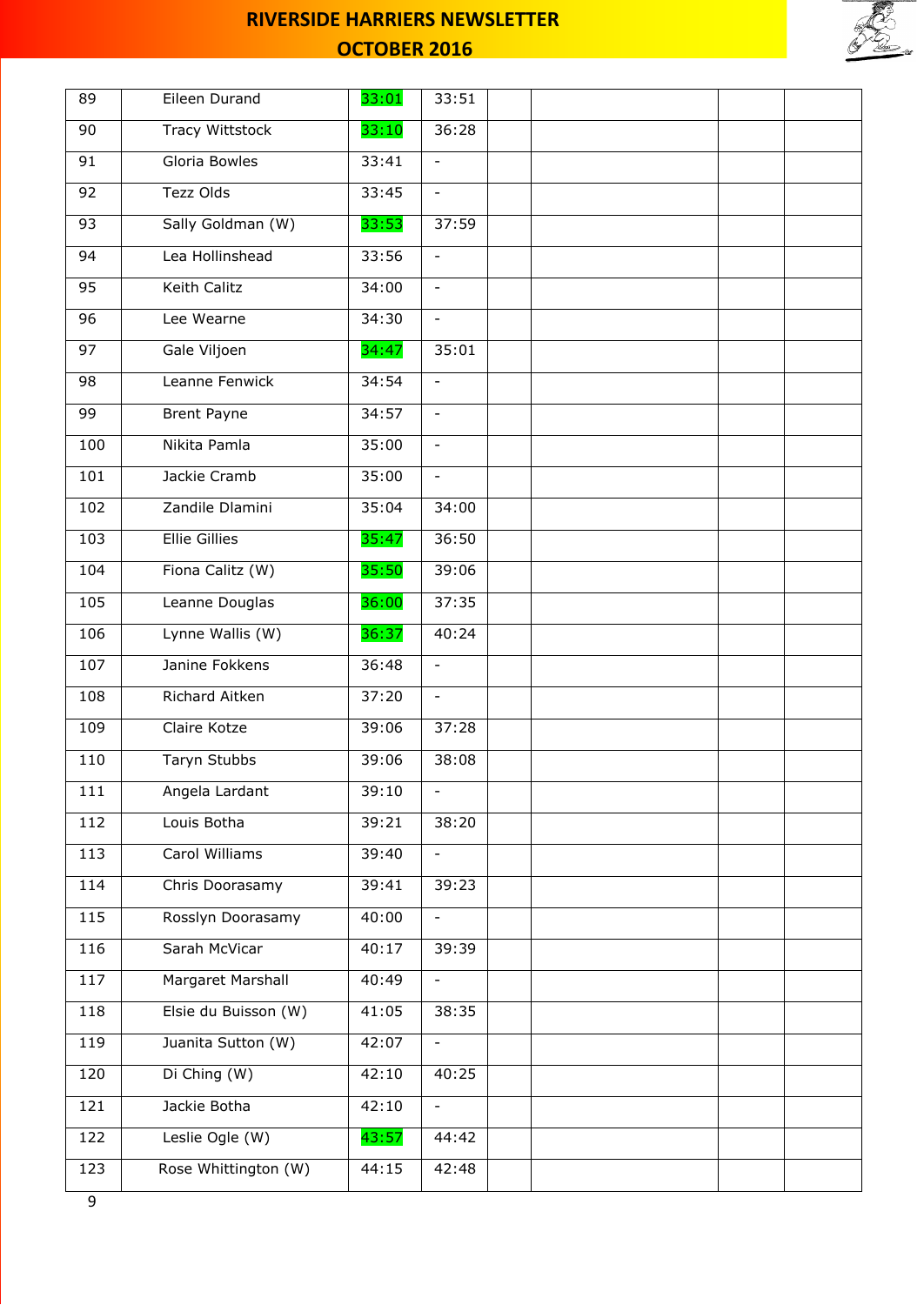| 89 | Eileen Durand | 33:01 | 33:51 | | | | |
|---|---|---|---|---|---|---|---|
| 90 | Tracy Wittstock | 33:10 | 36:28 | | | | |
| 91 | Gloria Bowles | 33:41 | - | | | | |
| 92 | Tezz Olds | 33:45 | - | | | | |
| 93 | Sally Goldman (W) | 33:53 | 37:59 | | | | |
| 94 | Lea Hollinshead | 33:56 | - | | | | |
| 95 | Keith Calitz | 34:00 | - | | | | |
| 96 | Lee Wearne | 34:30 | - | | | | |
| 97 | Gale Viljoen | 34:47 | 35:01 | | | | |
| 98 | Leanne Fenwick | 34:54 | - | | | | |
| 99 | Brent Payne | 34:57 | - | | | | |
| 100 | Nikita Pamla | 35:00 | - | | | | |
| 101 | Jackie Cramb | 35:00 | - | | | | |
| 102 | Zandile Dlamini | 35:04 | 34:00 | | | | |
| 103 | Ellie Gillies | 35:47 | 36:50 | | | | |
| 104 | Fiona Calitz (W) | 35:50 | 39:06 | | | | |
| 105 | Leanne Douglas | 36:00 | 37:35 | | | | |
| 106 | Lynne Wallis (W) | 36:37 | 40:24 | | | | |
| 107 | Janine Fokkens | 36:48 | - | | | | |
| 108 | Richard Aitken | 37:20 | - | | | | |
| 109 | Claire Kotze | 39:06 | 37:28 | | | | |
| 110 | Taryn Stubbs | 39:06 | 38:08 | | | | |
| 111 | Angela Lardant | 39:10 | - | | | | |
| 112 | Louis Botha | 39:21 | 38:20 | | | | |
| 113 | Carol Williams | 39:40 | - | | | | |
| 114 | Chris Doorasamy | 39:41 | 39:23 | | | | |
| 115 | Rosslyn Doorasamy | 40:00 | - | | | | |
| 116 | Sarah McVicar | 40:17 | 39:39 | | | | |
| 117 | Margaret Marshall | 40:49 | - | | | | |
| 118 | Elsie du Buisson (W) | 41:05 | 38:35 | | | | |
| 119 | Juanita Sutton (W) | 42:07 | - | | | | |
| 120 | Di Ching (W) | 42:10 | 40:25 | | | | |
| 121 | Jackie Botha | 42:10 | - | | | | |
| 122 | Leslie Ogle (W) | 43:57 | 44:42 | | | | |
| 123 | Rose Whittington (W) | 44:15 | 42:48 | | | | |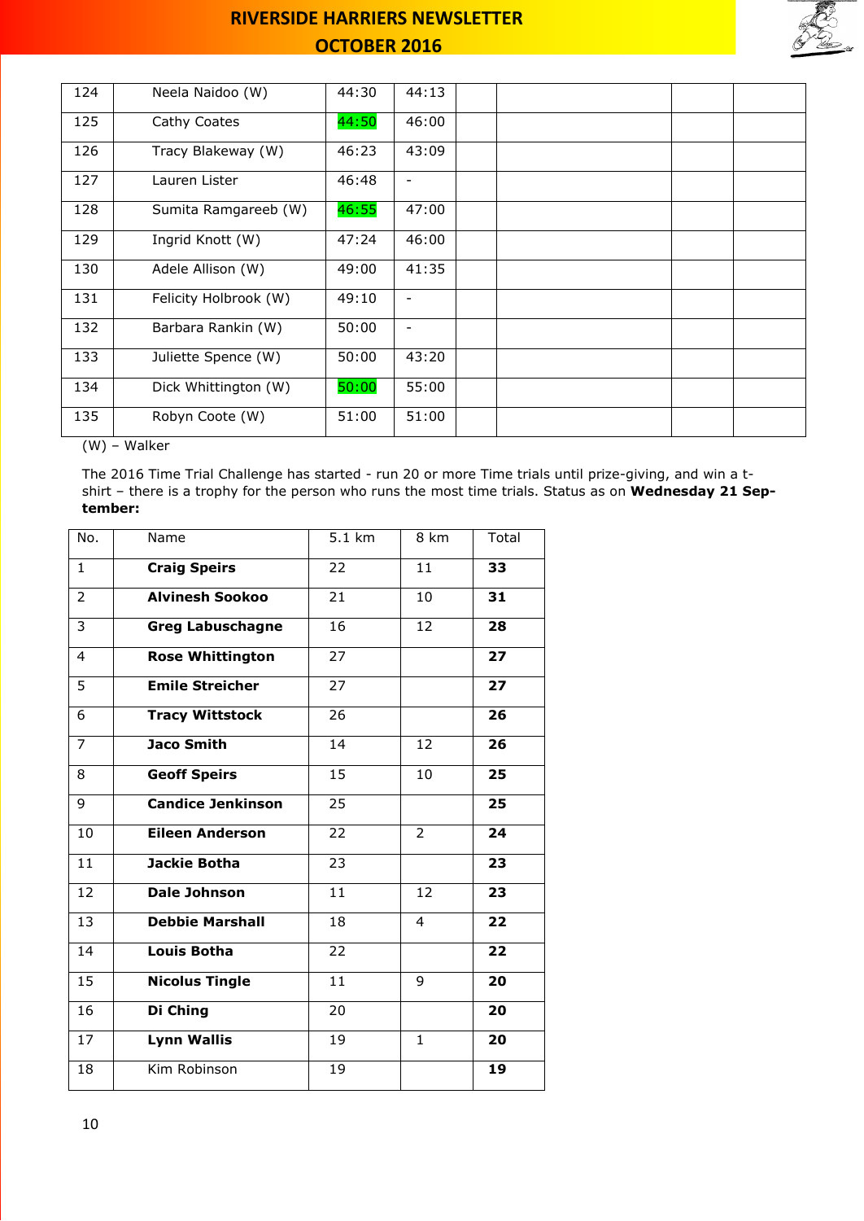| | | | | | | | |
|---|---|---|---|---|---|---|---|
| 124 | Neela Naidoo (W) | 44:30 | 44:13 | | | | |
| 125 | Cathy Coates | 44:50 | 46:00 | | | | |
| 126 | Tracy Blakeway (W) | 46:23 | 43:09 | | | | |
| 127 | Lauren Lister | 46:48 | - | | | | |
| 128 | Sumita Ramgareeb (W) | 46:55 | 47:00 | | | | |
| 129 | Ingrid Knott (W) | 47:24 | 46:00 | | | | |
| 130 | Adele Allison (W) | 49:00 | 41:35 | | | | |
| 131 | Felicity Holbrook (W) | 49:10 | - | | | | |
| 132 | Barbara Rankin (W) | 50:00 | - | | | | |
| 133 | Juliette Spence (W) | 50:00 | 43:20 | | | | |
| 134 | Dick Whittington (W) | 50:00 | 55:00 | | | | |
| 135 | Robyn Coote (W) | 51:00 | 51:00 | | | | |

(W) – Walker

The 2016 Time Trial Challenge has started - run 20 or more Time trials until prize-giving, and win a t-shirt – there is a trophy for the person who runs the most time trials. Status as on **Wednesday 21 September:**

| No. | Name | 5.1 km | 8 km | Total |
|---|---|---|---|---|
| 1 | **Craig Speirs** | 22 | 11 | **33** |
| 2 | **Alvinesh Sookoo** | 21 | 10 | **31** |
| 3 | **Greg Labuschagne** | 16 | 12 | **28** |
| 4 | **Rose Whittington** | 27 | | **27** |
| 5 | **Emile Streicher** | 27 | | **27** |
| 6 | **Tracy Wittstock** | 26 | | **26** |
| 7 | **Jaco Smith** | 14 | 12 | **26** |
| 8 | **Geoff Speirs** | 15 | 10 | **25** |
| 9 | **Candice Jenkinson** | 25 | | **25** |
| 10 | **Eileen Anderson** | 22 | 2 | **24** |
| 11 | **Jackie Botha** | 23 | | **23** |
| 12 | **Dale Johnson** | 11 | 12 | **23** |
| 13 | **Debbie Marshall** | 18 | 4 | **22** |
| 14 | **Louis Botha** | 22 | | **22** |
| 15 | **Nicolus Tingle** | 11 | 9 | **20** |
| 16 | **Di Ching** | 20 | | **20** |
| 17 | **Lynn Wallis** | 19 | 1 | **20** |
| 18 | Kim Robinson | 19 | | **19** |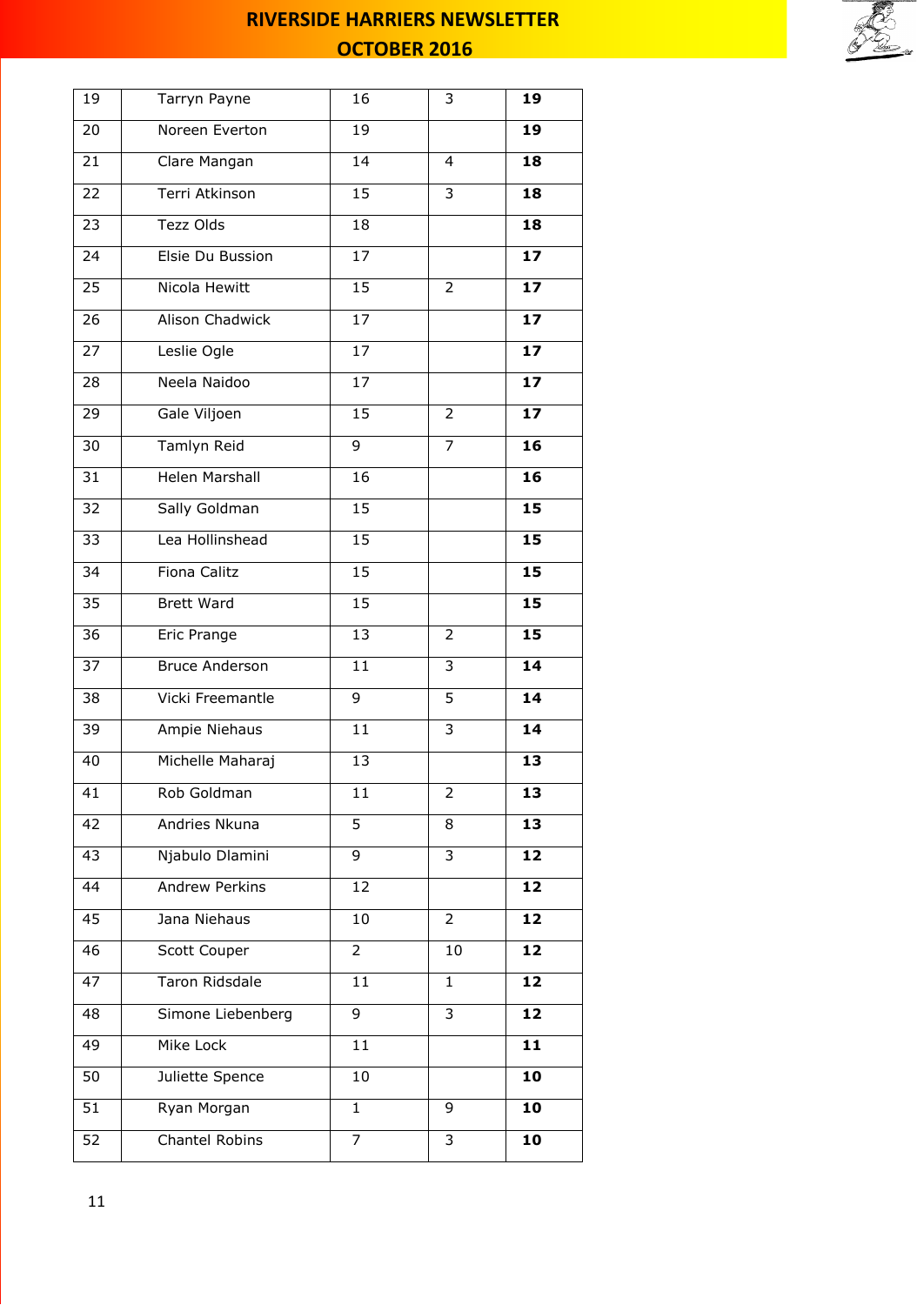| | | | | |
|---|---|---|---|---|
| 19 | Tarryn Payne | 16 | 3 | **19** |
| 20 | Noreen Everton | 19 | | **19** |
| 21 | Clare Mangan | 14 | 4 | **18** |
| 22 | Terri Atkinson | 15 | 3 | **18** |
| 23 | Tezz Olds | 18 | | **18** |
| 24 | Elsie Du Bussion | 17 | | **17** |
| 25 | Nicola Hewitt | 15 | 2 | **17** |
| 26 | Alison Chadwick | 17 | | **17** |
| 27 | Leslie Ogle | 17 | | **17** |
| 28 | Neela Naidoo | 17 | | **17** |
| 29 | Gale Viljoen | 15 | 2 | **17** |
| 30 | Tamlyn Reid | 9 | 7 | **16** |
| 31 | Helen Marshall | 16 | | **16** |
| 32 | Sally Goldman | 15 | | **15** |
| 33 | Lea Hollinshead | 15 | | **15** |
| 34 | Fiona Calitz | 15 | | **15** |
| 35 | Brett Ward | 15 | | **15** |
| 36 | Eric Prange | 13 | 2 | **15** |
| 37 | Bruce Anderson | 11 | 3 | **14** |
| 38 | Vicki Freemantle | 9 | 5 | **14** |
| 39 | Ampie Niehaus | 11 | 3 | **14** |
| 40 | Michelle Maharaj | 13 | | **13** |
| 41 | Rob Goldman | 11 | 2 | **13** |
| 42 | Andries Nkuna | 5 | 8 | **13** |
| 43 | Njabulo Dlamini | 9 | 3 | **12** |
| 44 | Andrew Perkins | 12 | | **12** |
| 45 | Jana Niehaus | 10 | 2 | **12** |
| 46 | Scott Couper | 2 | 10 | **12** |
| 47 | Taron Ridsdale | 11 | 1 | **12** |
| 48 | Simone Liebenberg | 9 | 3 | **12** |
| 49 | Mike Lock | 11 | | **11** |
| 50 | Juliette Spence | 10 | | **10** |
| 51 | Ryan Morgan | 1 | 9 | **10** |
| 52 | Chantel Robins | 7 | 3 | **10** |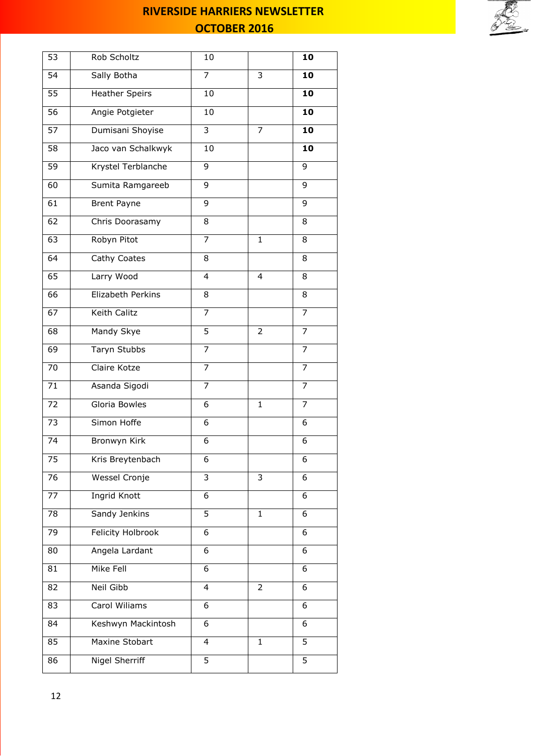| 53 | Rob Scholtz | 10 | | **10** |
|---|---|---|---|---|
| 54 | Sally Botha | 7 | 3 | **10** |
| 55 | Heather Speirs | 10 | | **10** |
| 56 | Angie Potgieter | 10 | | **10** |
| 57 | Dumisani Shoyise | 3 | 7 | **10** |
| 58 | Jaco van Schalkwyk | 10 | | **10** |
| 59 | Krystel Terblanche | 9 | | 9 |
| 60 | Sumita Ramgareeb | 9 | | 9 |
| 61 | Brent Payne | 9 | | 9 |
| 62 | Chris Doorasamy | 8 | | 8 |
| 63 | Robyn Pitot | 7 | 1 | 8 |
| 64 | Cathy Coates | 8 | | 8 |
| 65 | Larry Wood | 4 | 4 | 8 |
| 66 | Elizabeth Perkins | 8 | | 8 |
| 67 | Keith Calitz | 7 | | 7 |
| 68 | Mandy Skye | 5 | 2 | 7 |
| 69 | Taryn Stubbs | 7 | | 7 |
| 70 | Claire Kotze | 7 | | 7 |
| 71 | Asanda Sigodi | 7 | | 7 |
| 72 | Gloria Bowles | 6 | 1 | 7 |
| 73 | Simon Hoffe | 6 | | 6 |
| 74 | Bronwyn Kirk | 6 | | 6 |
| 75 | Kris Breytenbach | 6 | | 6 |
| 76 | Wessel Cronje | 3 | 3 | 6 |
| 77 | Ingrid Knott | 6 | | 6 |
| 78 | Sandy Jenkins | 5 | 1 | 6 |
| 79 | Felicity Holbrook | 6 | | 6 |
| 80 | Angela Lardant | 6 | | 6 |
| 81 | Mike Fell | 6 | | 6 |
| 82 | Neil Gibb | 4 | 2 | 6 |
| 83 | Carol Wiliams | 6 | | 6 |
| 84 | Keshwyn Mackintosh | 6 | | 6 |
| 85 | Maxine Stobart | 4 | 1 | 5 |
| 86 | Nigel Sherriff | 5 | | 5 |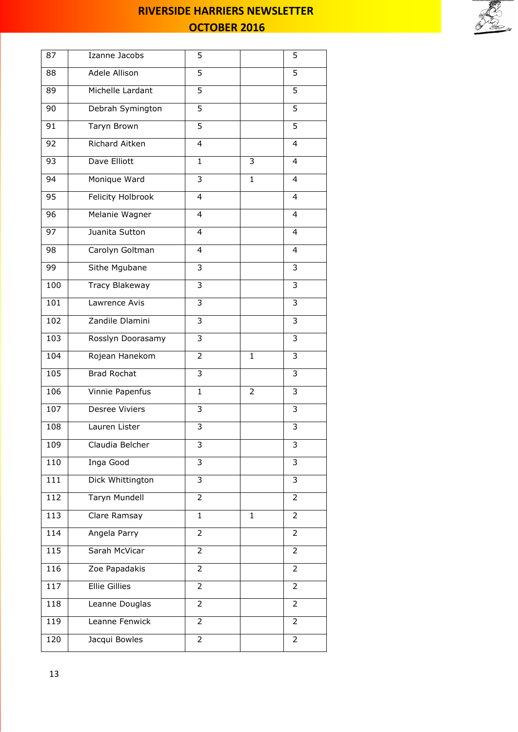| | | | | |
|---|---|---|---|---|
| 87 | Izanne Jacobs | 5 | | 5 |
| 88 | Adele Allison | 5 | | 5 |
| 89 | Michelle Lardant | 5 | | 5 |
| 90 | Debrah Symington | 5 | | 5 |
| 91 | Taryn Brown | 5 | | 5 |
| 92 | Richard Aitken | 4 | | 4 |
| 93 | Dave Elliott | 1 | 3 | 4 |
| 94 | Monique Ward | 3 | 1 | 4 |
| 95 | Felicity Holbrook | 4 | | 4 |
| 96 | Melanie Wagner | 4 | | 4 |
| 97 | Juanita Sutton | 4 | | 4 |
| 98 | Carolyn Goltman | 4 | | 4 |
| 99 | Sithe Mgubane | 3 | | 3 |
| 100 | Tracy Blakeway | 3 | | 3 |
| 101 | Lawrence Avis | 3 | | 3 |
| 102 | Zandile Dlamini | 3 | | 3 |
| 103 | Rosslyn Doorasamy | 3 | | 3 |
| 104 | Rojean Hanekom | 2 | 1 | 3 |
| 105 | Brad Rochat | 3 | | 3 |
| 106 | Vinnie Papenfus | 1 | 2 | 3 |
| 107 | Desree Viviers | 3 | | 3 |
| 108 | Lauren Lister | 3 | | 3 |
| 109 | Claudia Belcher | 3 | | 3 |
| 110 | Inga Good | 3 | | 3 |
| 111 | Dick Whittington | 3 | | 3 |
| 112 | Taryn Mundell | 2 | | 2 |
| 113 | Clare Ramsay | 1 | 1 | 2 |
| 114 | Angela Parry | 2 | | 2 |
| 115 | Sarah McVicar | 2 | | 2 |
| 116 | Zoe Papadakis | 2 | | 2 |
| 117 | Ellie Gillies | 2 | | 2 |
| 118 | Leanne Douglas | 2 | | 2 |
| 119 | Leanne Fenwick | 2 | | 2 |
| 120 | Jacqui Bowles | 2 | | 2 |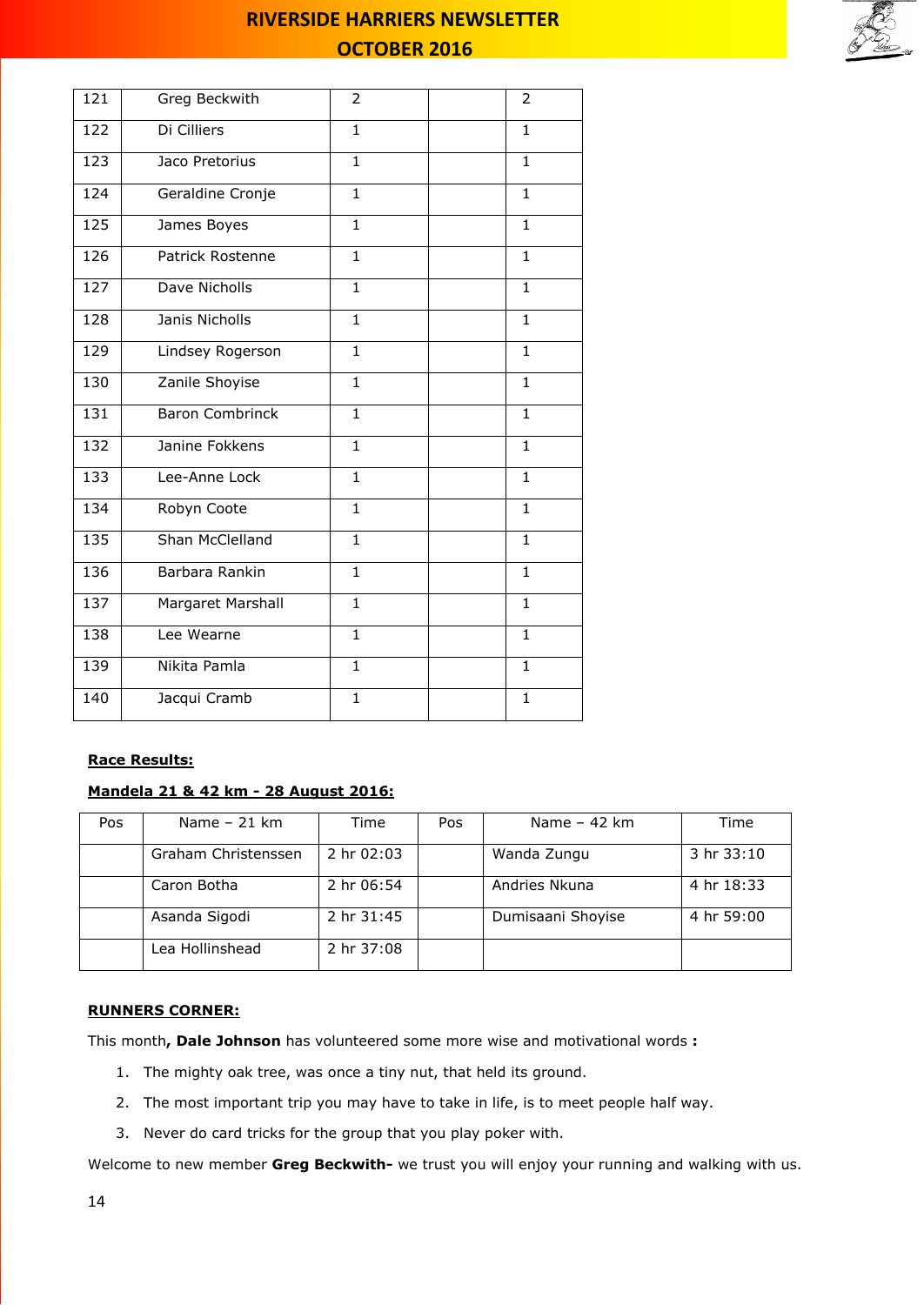| | | | | |
|---|---|---|---|---|
| 121 | Greg Beckwith | 2 | | 2 |
| 122 | Di Cilliers | 1 | | 1 |
| 123 | Jaco Pretorius | 1 | | 1 |
| 124 | Geraldine Cronje | 1 | | 1 |
| 125 | James Boyes | 1 | | 1 |
| 126 | Patrick Rostenne | 1 | | 1 |
| 127 | Dave Nicholls | 1 | | 1 |
| 128 | Janis Nicholls | 1 | | 1 |
| 129 | Lindsey Rogerson | 1 | | 1 |
| 130 | Zanile Shoyise | 1 | | 1 |
| 131 | Baron Combrinck | 1 | | 1 |
| 132 | Janine Fokkens | 1 | | 1 |
| 133 | Lee-Anne Lock | 1 | | 1 |
| 134 | Robyn Coote | 1 | | 1 |
| 135 | Shan McClelland | 1 | | 1 |
| 136 | Barbara Rankin | 1 | | 1 |
| 137 | Margaret Marshall | 1 | | 1 |
| 138 | Lee Wearne | 1 | | 1 |
| 139 | Nikita Pamla | 1 | | 1 |
| 140 | Jacqui Cramb | 1 | | 1 |

**Race Results:**

**Mandela 21 & 42 km - 28 August 2016:**

| Pos | Name – 21 km | Time | Pos | Name – 42 km | Time |
|---|---|---|---|---|---|
| | Graham Christenssen | 2 hr 02:03 | | Wanda Zungu | 3 hr 33:10 |
| | Caron Botha | 2 hr 06:54 | | Andries Nkuna | 4 hr 18:33 |
| | Asanda Sigodi | 2 hr 31:45 | | Dumisaani Shoyise | 4 hr 59:00 |
| | Lea Hollinshead | 2 hr 37:08 | | | |

**RUNNERS CORNER:**

This month**, Dale Johnson** has volunteered some more wise and motivational words **:**

1. The mighty oak tree, was once a tiny nut, that held its ground.
2. The most important trip you may have to take in life, is to meet people half way.
3. Never do card tricks for the group that you play poker with.

Welcome to new member **Greg Beckwith-** we trust you will enjoy your running and walking with us.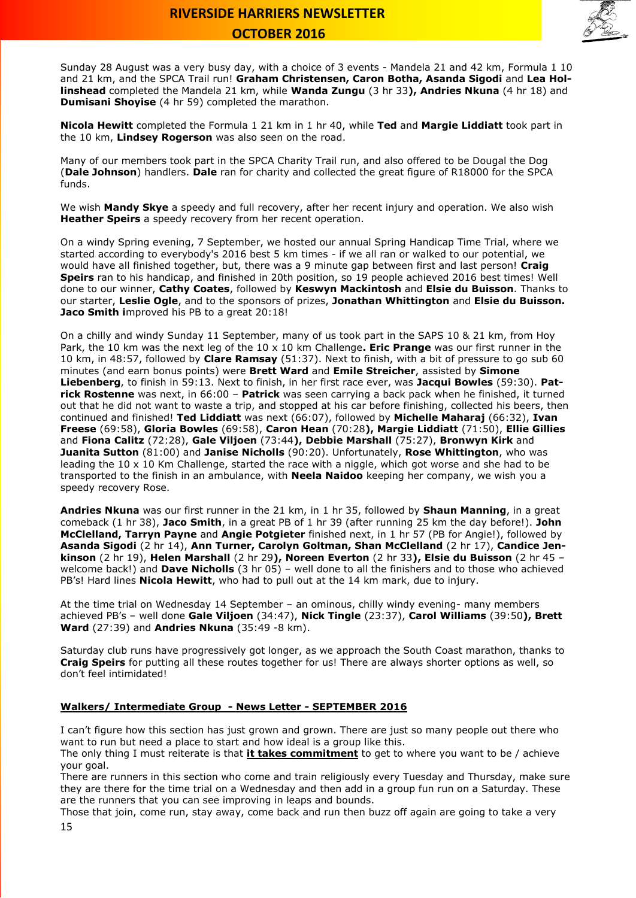Sunday 28 August was a very busy day, with a choice of 3 events - Mandela 21 and 42 km, Formula 1 10 and 21 km, and the SPCA Trail run! **Graham Christensen, Caron Botha, Asanda Sigodi** and **Lea Hollinshead** completed the Mandela 21 km, while **Wanda Zungu** (3 hr 33**), Andries Nkuna** (4 hr 18) and **Dumisani Shoyise** (4 hr 59) completed the marathon.

**Nicola Hewitt** completed the Formula 1 21 km in 1 hr 40, while **Ted** and **Margie Liddiatt** took part in the 10 km, **Lindsey Rogerson** was also seen on the road.

Many of our members took part in the SPCA Charity Trail run, and also offered to be Dougal the Dog (**Dale Johnson**) handlers. **Dale** ran for charity and collected the great figure of R18000 for the SPCA funds.

We wish **Mandy Skye** a speedy and full recovery, after her recent injury and operation. We also wish **Heather Speirs** a speedy recovery from her recent operation.

On a windy Spring evening, 7 September, we hosted our annual Spring Handicap Time Trial, where we started according to everybody's 2016 best 5 km times - if we all ran or walked to our potential, we would have all finished together, but, there was a 9 minute gap between first and last person! **Craig Speirs** ran to his handicap, and finished in 20th position, so 19 people achieved 2016 best times! Well done to our winner, **Cathy Coates**, followed by **Keswyn Mackintosh** and **Elsie du Buisson**. Thanks to our starter, **Leslie Ogle**, and to the sponsors of prizes, **Jonathan Whittington** and **Elsie du Buisson. Jaco Smith i**mproved his PB to a great 20:18!

On a chilly and windy Sunday 11 September, many of us took part in the SAPS 10 & 21 km, from Hoy Park, the 10 km was the next leg of the 10 x 10 km Challenge**. Eric Prange** was our first runner in the 10 km, in 48:57, followed by **Clare Ramsay** (51:37). Next to finish, with a bit of pressure to go sub 60 minutes (and earn bonus points) were **Brett Ward** and **Emile Streicher**, assisted by **Simone Liebenberg**, to finish in 59:13. Next to finish, in her first race ever, was **Jacqui Bowles** (59:30). **Patrick Rostenne** was next, in 66:00 – **Patrick** was seen carrying a back pack when he finished, it turned out that he did not want to waste a trip, and stopped at his car before finishing, collected his beers, then continued and finished! **Ted Liddiatt** was next (66:07), followed by **Michelle Maharaj** (66:32), **Ivan Freese** (69:58), **Gloria Bowles** (69:58), **Caron Hean** (70:28**), Margie Liddiatt** (71:50), **Ellie Gillies** and **Fiona Calitz** (72:28), **Gale Viljoen** (73:44**), Debbie Marshall** (75:27), **Bronwyn Kirk** and **Juanita Sutton** (81:00) and **Janise Nicholls** (90:20). Unfortunately, **Rose Whittington**, who was leading the 10 x 10 Km Challenge, started the race with a niggle, which got worse and she had to be transported to the finish in an ambulance, with **Neela Naidoo** keeping her company, we wish you a speedy recovery Rose.

**Andries Nkuna** was our first runner in the 21 km, in 1 hr 35, followed by **Shaun Manning**, in a great comeback (1 hr 38), **Jaco Smith**, in a great PB of 1 hr 39 (after running 25 km the day before!). **John McClelland, Tarryn Payne** and **Angie Potgieter** finished next, in 1 hr 57 (PB for Angie!), followed by **Asanda Sigodi** (2 hr 14), **Ann Turner, Carolyn Goltman, Shan McClelland** (2 hr 17), **Candice Jenkinson** (2 hr 19), **Helen Marshall** (2 hr 29**), Noreen Everton** (2 hr 33**), Elsie du Buisson** (2 hr 45 – welcome back!) and **Dave Nicholls** (3 hr 05) – well done to all the finishers and to those who achieved PB's! Hard lines **Nicola Hewitt**, who had to pull out at the 14 km mark, due to injury.

At the time trial on Wednesday 14 September – an ominous, chilly windy evening- many members achieved PB's – well done **Gale Viljoen** (34:47), **Nick Tingle** (23:37), **Carol Williams** (39:50**), Brett Ward** (27:39) and **Andries Nkuna** (35:49 -8 km).

Saturday club runs have progressively got longer, as we approach the South Coast marathon, thanks to **Craig Speirs** for putting all these routes together for us! There are always shorter options as well, so don't feel intimidated!

**<u>Walkers/ Intermediate Group - News Letter - SEPTEMBER 2016</u>**

I can't figure how this section has just grown and grown. There are just so many people out there who want to run but need a place to start and how ideal is a group like this.
The only thing I must reiterate is that **<u>it takes commitment</u>** to get to where you want to be / achieve your goal.
There are runners in this section who come and train religiously every Tuesday and Thursday, make sure they are there for the time trial on a Wednesday and then add in a group fun run on a Saturday. These are the runners that you can see improving in leaps and bounds.
Those that join, come run, stay away, come back and run then buzz off again are going to take a very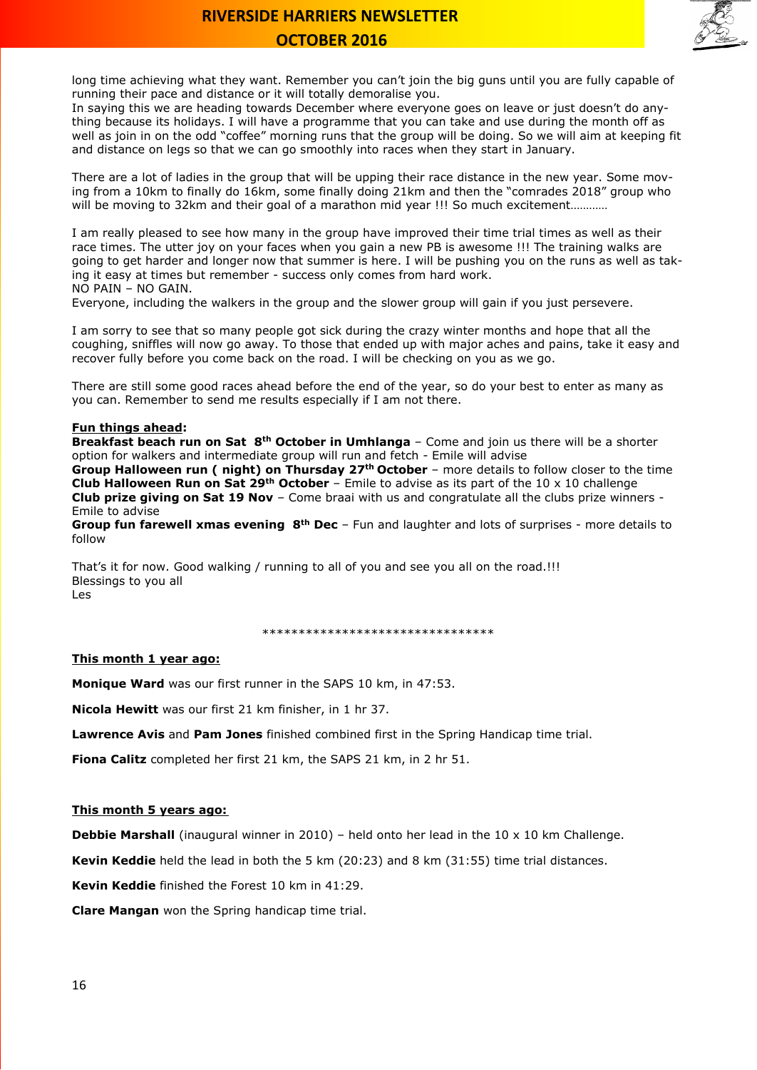long time achieving what they want. Remember you can't join the big guns until you are fully capable of running their pace and distance or it will totally demoralise you.
In saying this we are heading towards December where everyone goes on leave or just doesn't do anything because its holidays. I will have a programme that you can take and use during the month off as well as join in on the odd "coffee" morning runs that the group will be doing. So we will aim at keeping fit and distance on legs so that we can go smoothly into races when they start in January.

There are a lot of ladies in the group that will be upping their race distance in the new year. Some moving from a 10km to finally do 16km, some finally doing 21km and then the "comrades 2018" group who will be moving to 32km and their goal of a marathon mid year !!! So much excitement…………

I am really pleased to see how many in the group have improved their time trial times as well as their race times. The utter joy on your faces when you gain a new PB is awesome !!! The training walks are going to get harder and longer now that summer is here. I will be pushing you on the runs as well as taking it easy at times but remember - success only comes from hard work.
NO PAIN – NO GAIN.
Everyone, including the walkers in the group and the slower group will gain if you just persevere.

I am sorry to see that so many people got sick during the crazy winter months and hope that all the coughing, sniffles will now go away. To those that ended up with major aches and pains, take it easy and recover fully before you come back on the road. I will be checking on you as we go.

There are still some good races ahead before the end of the year, so do your best to enter as many as you can. Remember to send me results especially if I am not there.

**<u>Fun things ahead</u>:**
**Breakfast beach run on Sat 8th October in Umhlanga** – Come and join us there will be a shorter option for walkers and intermediate group will run and fetch - Emile will advise
**Group Halloween run ( night) on Thursday 27th October** – more details to follow closer to the time
**Club Halloween Run on Sat 29th October** – Emile to advise as its part of the 10 x 10 challenge
**Club prize giving on Sat 19 Nov** – Come braai with us and congratulate all the clubs prize winners - Emile to advise
**Group fun farewell xmas evening 8th Dec** – Fun and laughter and lots of surprises - more details to follow

That's it for now. Good walking / running to all of you and see you all on the road.!!!
Blessings to you all
Les

********************************

**<u>This month 1 year ago:</u>**

**Monique Ward** was our first runner in the SAPS 10 km, in 47:53.

**Nicola Hewitt** was our first 21 km finisher, in 1 hr 37.

**Lawrence Avis** and **Pam Jones** finished combined first in the Spring Handicap time trial.

**Fiona Calitz** completed her first 21 km, the SAPS 21 km, in 2 hr 51.

**<u>This month 5 years ago:</u>**

**Debbie Marshall** (inaugural winner in 2010) – held onto her lead in the 10 x 10 km Challenge.

**Kevin Keddie** held the lead in both the 5 km (20:23) and 8 km (31:55) time trial distances.

**Kevin Keddie** finished the Forest 10 km in 41:29.

**Clare Mangan** won the Spring handicap time trial.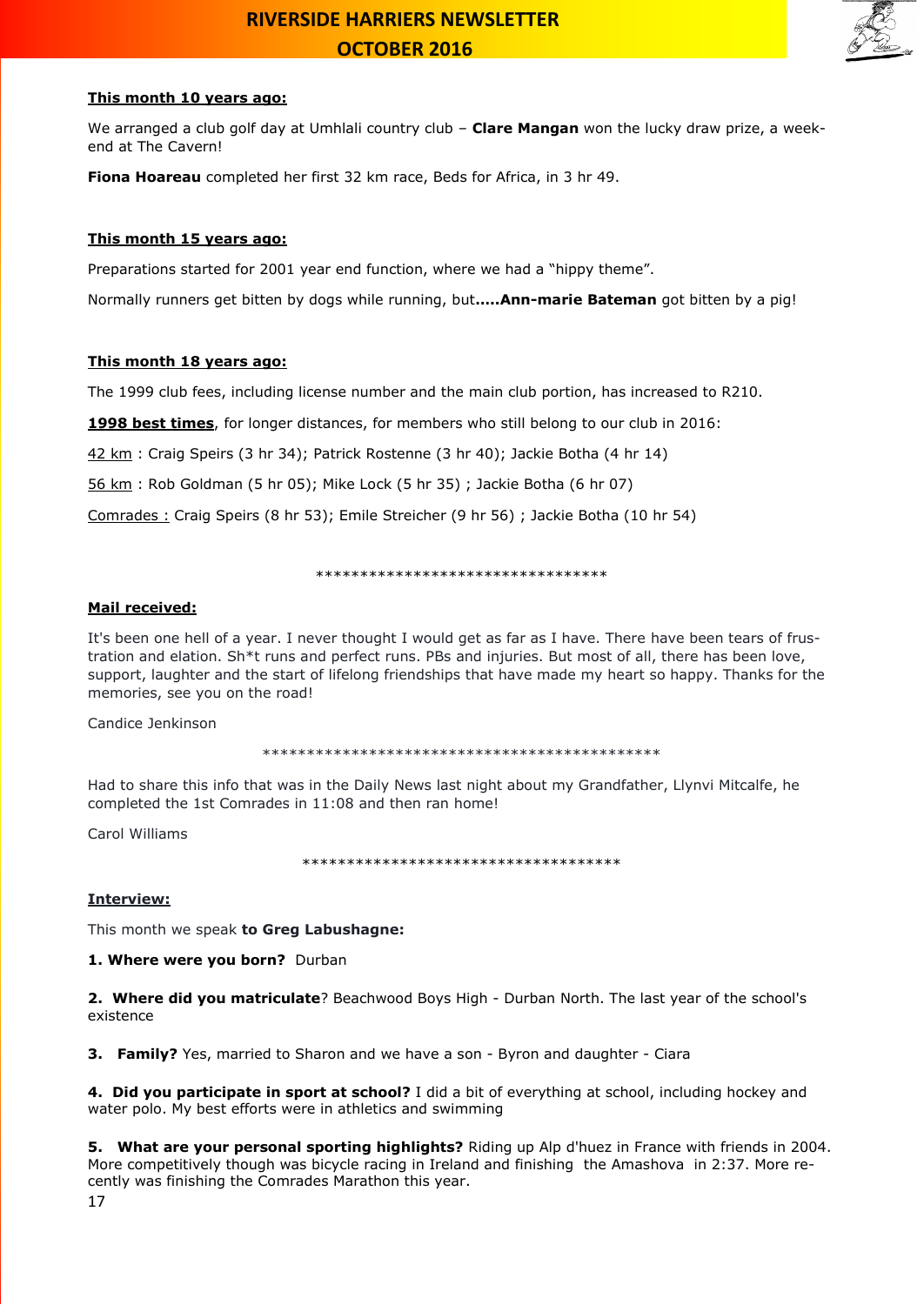**This month 10 years ago:**

We arranged a club golf day at Umhlali country club – **Clare Mangan** won the lucky draw prize, a weekend at The Cavern!

**Fiona Hoareau** completed her first 32 km race, Beds for Africa, in 3 hr 49.

**This month 15 years ago:**

Preparations started for 2001 year end function, where we had a "hippy theme".

Normally runners get bitten by dogs while running, but**.....Ann-marie Bateman** got bitten by a pig!

**This month 18 years ago:**

The 1999 club fees, including license number and the main club portion, has increased to R210.

**1998 best times**, for longer distances, for members who still belong to our club in 2016:

42 km : Craig Speirs (3 hr 34); Patrick Rostenne (3 hr 40); Jackie Botha (4 hr 14)

56 km : Rob Goldman (5 hr 05); Mike Lock (5 hr 35) ; Jackie Botha (6 hr 07)

Comrades : Craig Speirs (8 hr 53); Emile Streicher (9 hr 56) ; Jackie Botha (10 hr 54)

*********************************

**Mail received:**

It's been one hell of a year. I never thought I would get as far as I have. There have been tears of frustration and elation. Sh*t runs and perfect runs. PBs and injuries. But most of all, there has been love, support, laughter and the start of lifelong friendships that have made my heart so happy. Thanks for the memories, see you on the road!

Candice Jenkinson

**********************************************

Had to share this info that was in the Daily News last night about my Grandfather, Llynvi Mitcalfe, he completed the 1st Comrades in 11:08 and then ran home!

Carol Williams

************************************

**Interview:**

This month we speak **to Greg Labushagne:**

**1. Where were you born?** Durban

**2. Where did you matriculate**? Beachwood Boys High - Durban North. The last year of the school's existence

**3. Family?** Yes, married to Sharon and we have a son - Byron and daughter - Ciara

**4. Did you participate in sport at school?** I did a bit of everything at school, including hockey and water polo. My best efforts were in athletics and swimming

**5. What are your personal sporting highlights?** Riding up Alp d'huez in France with friends in 2004. More competitively though was bicycle racing in Ireland and finishing the Amashova in 2:37. More recently was finishing the Comrades Marathon this year.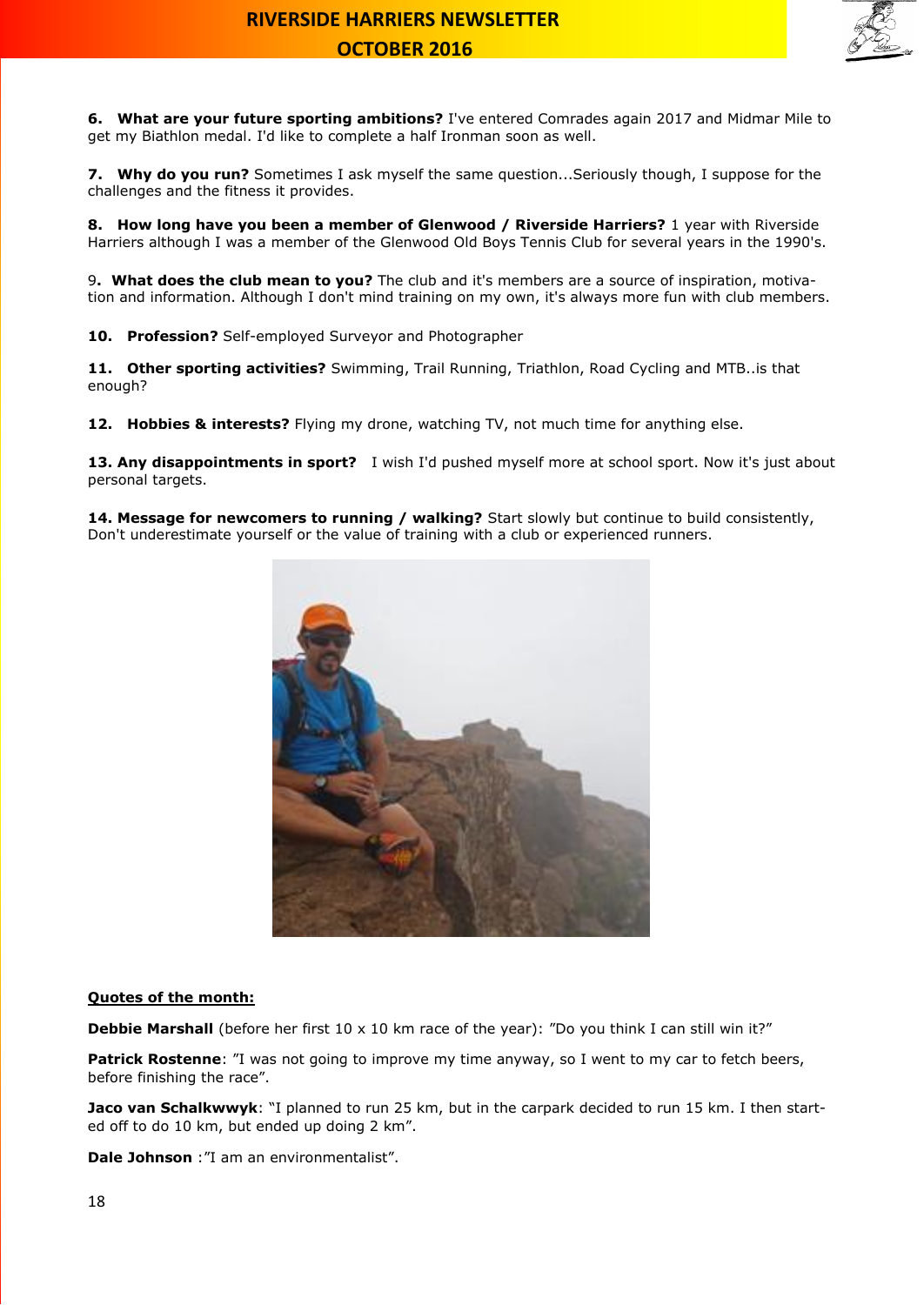**6. What are your future sporting ambitions?** I've entered Comrades again 2017 and Midmar Mile to get my Biathlon medal. I'd like to complete a half Ironman soon as well.

**7. Why do you run?** Sometimes I ask myself the same question...Seriously though, I suppose for the challenges and the fitness it provides.

**8. How long have you been a member of Glenwood / Riverside Harriers?** 1 year with Riverside Harriers although I was a member of the Glenwood Old Boys Tennis Club for several years in the 1990's.

9**. What does the club mean to you?** The club and it's members are a source of inspiration, motivation and information. Although I don't mind training on my own, it's always more fun with club members.

**10. Profession?** Self-employed Surveyor and Photographer

**11. Other sporting activities?** Swimming, Trail Running, Triathlon, Road Cycling and MTB..is that enough?

**12. Hobbies & interests?** Flying my drone, watching TV, not much time for anything else.

**13. Any disappointments in sport?** I wish I'd pushed myself more at school sport. Now it's just about personal targets.

**14. Message for newcomers to running / walking?** Start slowly but continue to build consistently, Don't underestimate yourself or the value of training with a club or experienced runners.

**Quotes of the month:**

**Debbie Marshall** (before her first 10 x 10 km race of the year): "Do you think I can still win it?"

**Patrick Rostenne**: "I was not going to improve my time anyway, so I went to my car to fetch beers, before finishing the race".

**Jaco van Schalkwwyk**: "I planned to run 25 km, but in the carpark decided to run 15 km. I then started off to do 10 km, but ended up doing 2 km".

**Dale Johnson** :"I am an environmentalist".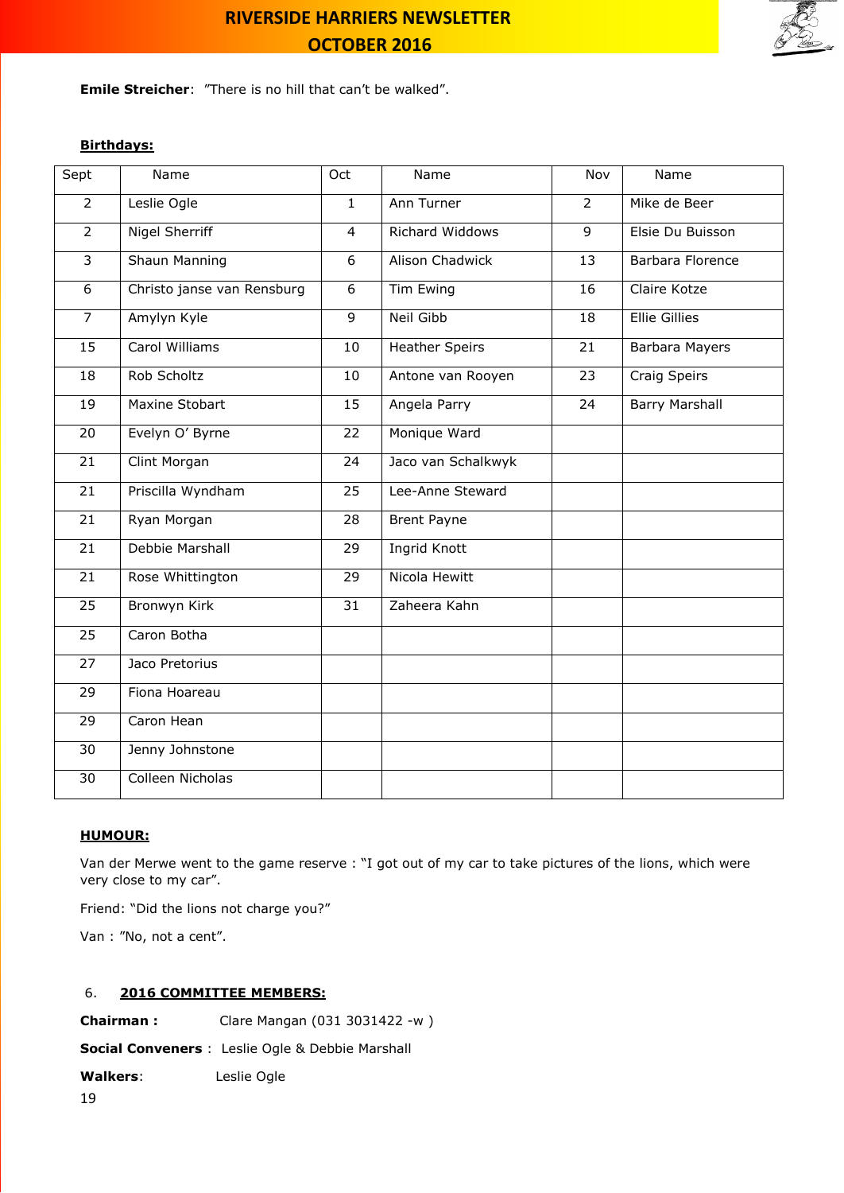**Emile Streicher**:  "There is no hill that can't be walked".

**Birthdays:**

| Sept | Name | Oct | Name | Nov | Name |
|---|---|---|---|---|---|
| 2 | Leslie Ogle | 1 | Ann Turner | 2 | Mike de Beer |
| 2 | Nigel Sherriff | 4 | Richard Widdows | 9 | Elsie Du Buisson |
| 3 | Shaun Manning | 6 | Alison Chadwick | 13 | Barbara Florence |
| 6 | Christo janse van Rensburg | 6 | Tim Ewing | 16 | Claire Kotze |
| 7 | Amylyn Kyle | 9 | Neil Gibb | 18 | Ellie Gillies |
| 15 | Carol Williams | 10 | Heather Speirs | 21 | Barbara Mayers |
| 18 | Rob Scholtz | 10 | Antone van Rooyen | 23 | Craig Speirs |
| 19 | Maxine Stobart | 15 | Angela Parry | 24 | Barry Marshall |
| 20 | Evelyn O' Byrne | 22 | Monique Ward | | |
| 21 | Clint Morgan | 24 | Jaco van Schalkwyk | | |
| 21 | Priscilla Wyndham | 25 | Lee-Anne Steward | | |
| 21 | Ryan Morgan | 28 | Brent Payne | | |
| 21 | Debbie Marshall | 29 | Ingrid Knott | | |
| 21 | Rose Whittington | 29 | Nicola Hewitt | | |
| 25 | Bronwyn Kirk | 31 | Zaheera Kahn | | |
| 25 | Caron Botha | | | | |
| 27 | Jaco Pretorius | | | | |
| 29 | Fiona Hoareau | | | | |
| 29 | Caron Hean | | | | |
| 30 | Jenny Johnstone | | | | |
| 30 | Colleen Nicholas | | | | |

**HUMOUR:**

Van der Merwe went to the game reserve : "I got out of my car to take pictures of the lions, which were very close to my car".

Friend: "Did the lions not charge you?"

Van : "No, not a cent".

6. **2016 COMMITTEE MEMBERS:**

**Chairman :** Clare Mangan (031 3031422 -w )

**Social Conveners :** Leslie Ogle & Debbie Marshall

**Walkers**: Leslie Ogle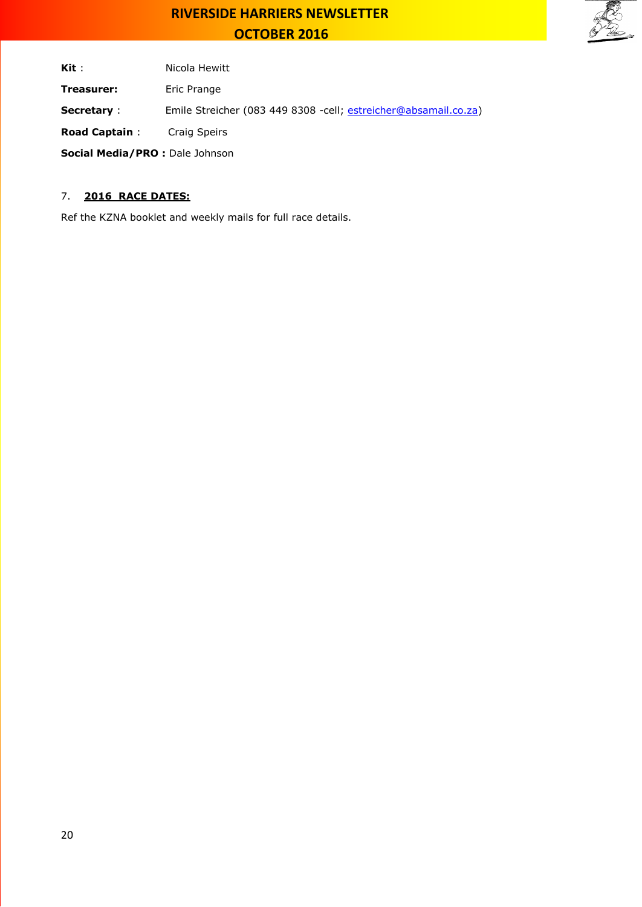**Kit** : Nicola Hewitt

**Treasurer:** Eric Prange

**Secretary** : Emile Streicher (083 449 8308 -cell; estreicher@absamail.co.za)

**Road Captain** : Craig Speirs

**Social Media/PRO :** Dale Johnson

## 7. **2016 RACE DATES:**

Ref the KZNA booklet and weekly mails for full race details.